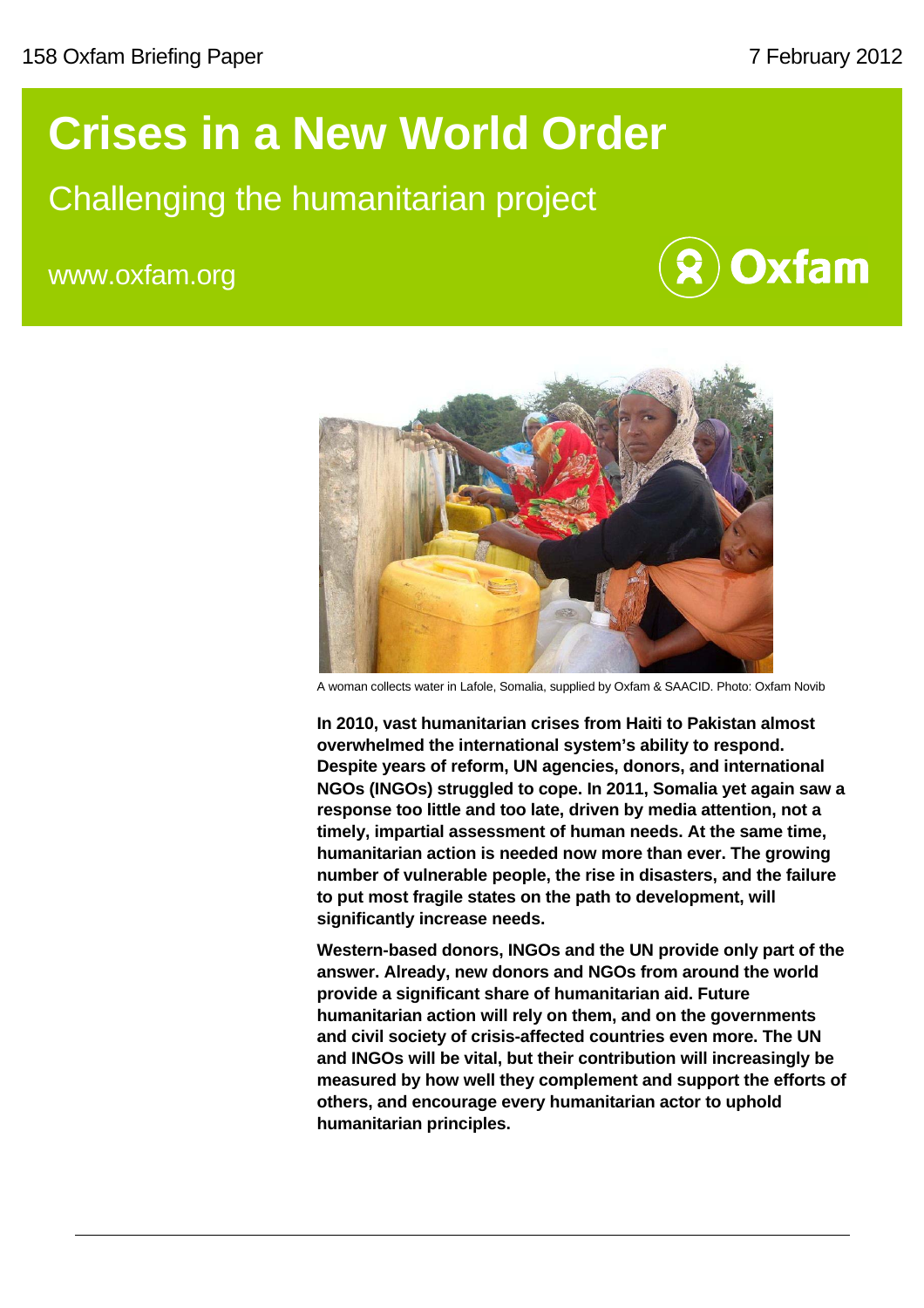158 Oxfam Briefing Paper 7 February 2012

# Crises in a New World Order

## Challenging the humanitarian project

www.oxfam.org

A woman collects water in Lafole, Somalia, supplied by Oxfam & SAACID. Photo: Oxfam Novib

**In 2010, vast humanitarian crises from Haiti to Pakistan almost overwhelmed the international system's ability to respond. Despite years of reform, UN agencies, donors, and international NGOs (INGOs) struggled to cope. In 2011, Somalia yet again saw a response too little and too late, driven by media attention, not a timely, impartial assessment of human needs. At the same time, humanitarian action is needed now more than ever. The growing number of vulnerable people, the rise in disasters, and the failure to put most fragile states on the path to development, will significantly increase needs.**

**Western-based donors, INGOs and the UN provide only part of the answer. Already, new donors and NGOs from around the world provide a significant share of humanitarian aid. Future humanitarian action will rely on them, and on the governments and civil society of crisis-affected countries even more. The UN and INGOs will be vital, but their contribution will increasingly be measured by how well they complement and support the efforts of others, and encourage every humanitarian actor to uphold humanitarian principles.**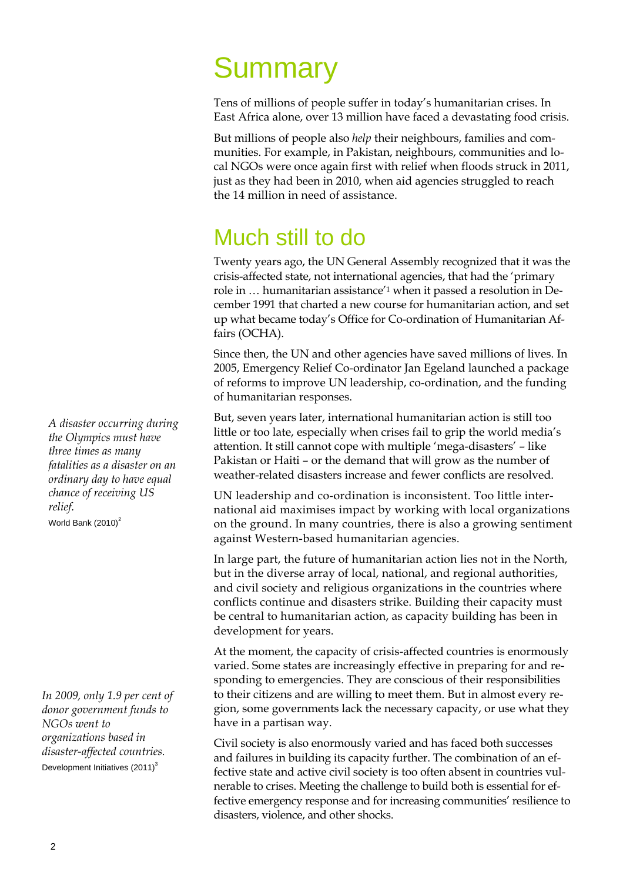# Summary

Tens of millions of people suffer in today's humanitarian crises. In East Africa alone, over 13 million have faced a devastating food crisis.

But millions of people also *help* their neighbours, families and communities. For example, in Pakistan, neighbours, communities and local NGOs were once again first with relief when floods struck in 2011, just as they had been in 2010, when aid agencies struggled to reach the 14 million in need of assistance.

## Much still to do

Twenty years ago, the UN General Assembly recognized that it was the crisis-affected state, not international agencies, that had the 'primary role in … humanitarian assistance'[1] when it passed a resolution in December 1991 that charted a new course for humanitarian action, and set up what became today's Office for Co-ordination of Humanitarian Affairs (OCHA).

Since then, the UN and other agencies have saved millions of lives. In 2005, Emergency Relief Co-ordinator Jan Egeland launched a package of reforms to improve UN leadership, co-ordination, and the funding of humanitarian responses.

*A disaster occurring during the Olympics must have three times as many fatalities as a disaster on an ordinary day to have equal chance of receiving US relief.*
World Bank (2010)[2]

But, seven years later, international humanitarian action is still too little or too late, especially when crises fail to grip the world media's attention. It still cannot cope with multiple 'mega-disasters' – like Pakistan or Haiti – or the demand that will grow as the number of weather-related disasters increase and fewer conflicts are resolved.

UN leadership and co-ordination is inconsistent. Too little international aid maximises impact by working with local organizations on the ground. In many countries, there is also a growing sentiment against Western-based humanitarian agencies.

In large part, the future of humanitarian action lies not in the North, but in the diverse array of local, national, and regional authorities, and civil society and religious organizations in the countries where conflicts continue and disasters strike. Building their capacity must be central to humanitarian action, as capacity building has been in development for years.

*In 2009, only 1.9 per cent of donor government funds to NGOs went to organizations based in disaster-affected countries.*
Development Initiatives (2011)[3]

At the moment, the capacity of crisis-affected countries is enormously varied. Some states are increasingly effective in preparing for and responding to emergencies. They are conscious of their responsibilities to their citizens and are willing to meet them. But in almost every region, some governments lack the necessary capacity, or use what they have in a partisan way.

Civil society is also enormously varied and has faced both successes and failures in building its capacity further. The combination of an effective state and active civil society is too often absent in countries vulnerable to crises. Meeting the challenge to build both is essential for effective emergency response and for increasing communities' resilience to disasters, violence, and other shocks.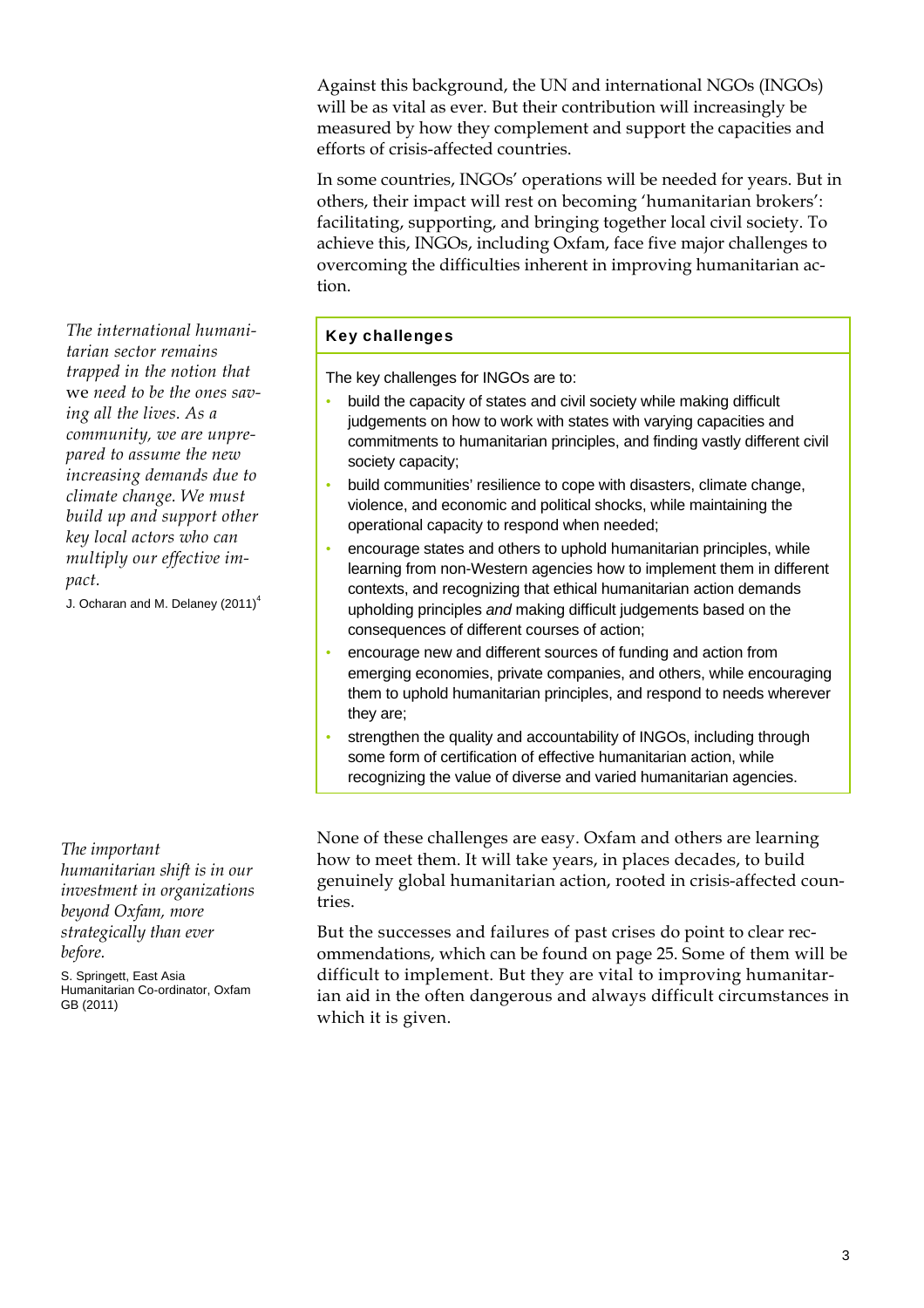Against this background, the UN and international NGOs (INGOs) will be as vital as ever. But their contribution will increasingly be measured by how they complement and support the capacities and efforts of crisis-affected countries.

In some countries, INGOs' operations will be needed for years. But in others, their impact will rest on becoming 'humanitarian brokers': facilitating, supporting, and bringing together local civil society. To achieve this, INGOs, including Oxfam, face five major challenges to overcoming the difficulties inherent in improving humanitarian action.

> *The international humanitarian sector remains trapped in the notion that* we *need to be the ones saving all the lives. As a community, we are unprepared to assume the new increasing demands due to climate change. We must build up and support other key local actors who can multiply our effective impact.*
>
> J. Ocharan and M. Delaney (2011)[4]

### Key challenges

The key challenges for INGOs are to:

- build the capacity of states and civil society while making difficult judgements on how to work with states with varying capacities and commitments to humanitarian principles, and finding vastly different civil society capacity;
- build communities' resilience to cope with disasters, climate change, violence, and economic and political shocks, while maintaining the operational capacity to respond when needed;
- encourage states and others to uphold humanitarian principles, while learning from non-Western agencies how to implement them in different contexts, and recognizing that ethical humanitarian action demands upholding principles *and* making difficult judgements based on the consequences of different courses of action;
- encourage new and different sources of funding and action from emerging economies, private companies, and others, while encouraging them to uphold humanitarian principles, and respond to needs wherever they are;
- strengthen the quality and accountability of INGOs, including through some form of certification of effective humanitarian action, while recognizing the value of diverse and varied humanitarian agencies.

> *The important humanitarian shift is in our investment in organizations beyond Oxfam, more strategically than ever before.*
>
> S. Springett, East Asia Humanitarian Co-ordinator, Oxfam GB (2011)

None of these challenges are easy. Oxfam and others are learning how to meet them. It will take years, in places decades, to build genuinely global humanitarian action, rooted in crisis-affected countries.

But the successes and failures of past crises do point to clear recommendations, which can be found on page 25. Some of them will be difficult to implement. But they are vital to improving humanitarian aid in the often dangerous and always difficult circumstances in which it is given.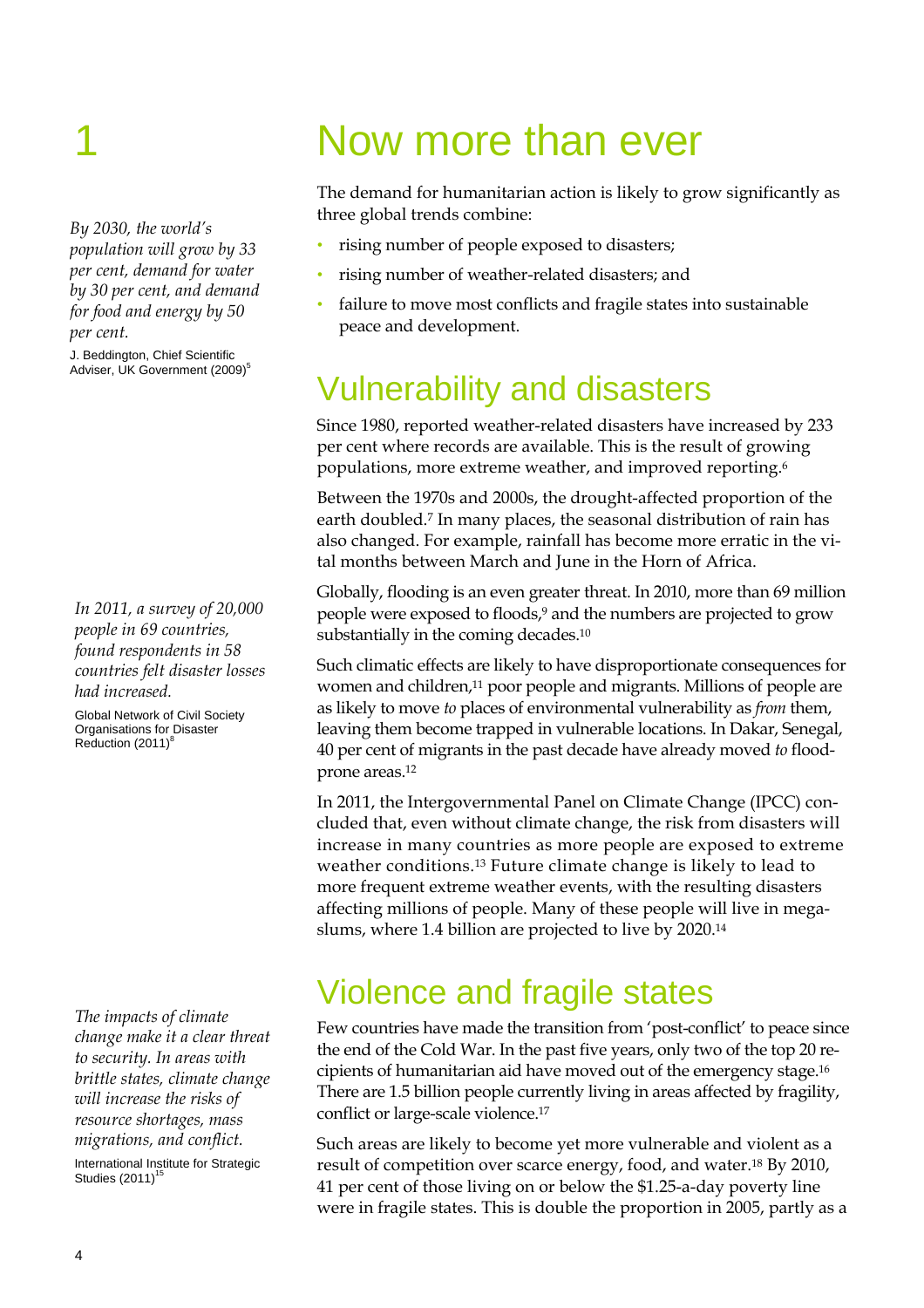# 1 Now more than ever

The demand for humanitarian action is likely to grow significantly as three global trends combine:

- rising number of people exposed to disasters;
- rising number of weather-related disasters; and
- failure to move most conflicts and fragile states into sustainable peace and development.

*By 2030, the world's population will grow by 33 per cent, demand for water by 30 per cent, and demand for food and energy by 50 per cent.*

J. Beddington, Chief Scientific Adviser, UK Government (2009)[5]

## Vulnerability and disasters

Since 1980, reported weather-related disasters have increased by 233 per cent where records are available. This is the result of growing populations, more extreme weather, and improved reporting.[6]

Between the 1970s and 2000s, the drought-affected proportion of the earth doubled.[7] In many places, the seasonal distribution of rain has also changed. For example, rainfall has become more erratic in the vital months between March and June in the Horn of Africa.

*In 2011, a survey of 20,000 people in 69 countries, found respondents in 58 countries felt disaster losses had increased.*

Global Network of Civil Society Organisations for Disaster Reduction (2011)[8]

Globally, flooding is an even greater threat. In 2010, more than 69 million people were exposed to floods,[9] and the numbers are projected to grow substantially in the coming decades.[10]

Such climatic effects are likely to have disproportionate consequences for women and children,[11] poor people and migrants. Millions of people are as likely to move *to* places of environmental vulnerability as *from* them, leaving them become trapped in vulnerable locations. In Dakar, Senegal, 40 per cent of migrants in the past decade have already moved *to* flood-prone areas.[12]

In 2011, the Intergovernmental Panel on Climate Change (IPCC) concluded that, even without climate change, the risk from disasters will increase in many countries as more people are exposed to extreme weather conditions.[13] Future climate change is likely to lead to more frequent extreme weather events, with the resulting disasters affecting millions of people. Many of these people will live in mega-slums, where 1.4 billion are projected to live by 2020.[14]

## Violence and fragile states

*The impacts of climate change make it a clear threat to security. In areas with brittle states, climate change will increase the risks of resource shortages, mass migrations, and conflict.*

International Institute for Strategic Studies (2011)[15]

Few countries have made the transition from 'post-conflict' to peace since the end of the Cold War. In the past five years, only two of the top 20 recipients of humanitarian aid have moved out of the emergency stage.[16] There are 1.5 billion people currently living in areas affected by fragility, conflict or large-scale violence.[17]

Such areas are likely to become yet more vulnerable and violent as a result of competition over scarce energy, food, and water.[18] By 2010, 41 per cent of those living on or below the $1.25-a-day poverty line were in fragile states. This is double the proportion in 2005, partly as a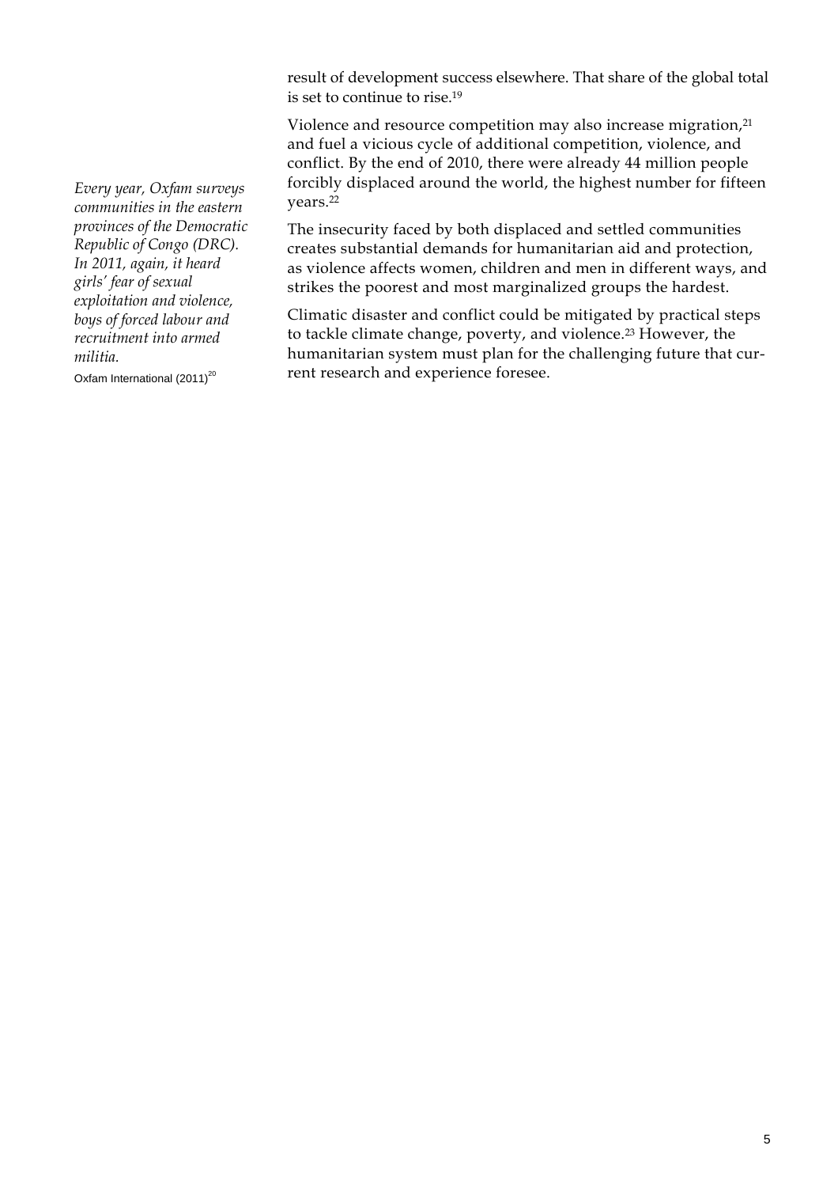result of development success elsewhere. That share of the global total is set to continue to rise.[19]

Violence and resource competition may also increase migration,[21] and fuel a vicious cycle of additional competition, violence, and conflict. By the end of 2010, there were already 44 million people forcibly displaced around the world, the highest number for fifteen years.[22]

*Every year, Oxfam surveys communities in the eastern provinces of the Democratic Republic of Congo (DRC). In 2011, again, it heard girls' fear of sexual exploitation and violence, boys of forced labour and recruitment into armed militia.*

Oxfam International (2011)[20]

The insecurity faced by both displaced and settled communities creates substantial demands for humanitarian aid and protection, as violence affects women, children and men in different ways, and strikes the poorest and most marginalized groups the hardest.

Climatic disaster and conflict could be mitigated by practical steps to tackle climate change, poverty, and violence.[23] However, the humanitarian system must plan for the challenging future that current research and experience foresee.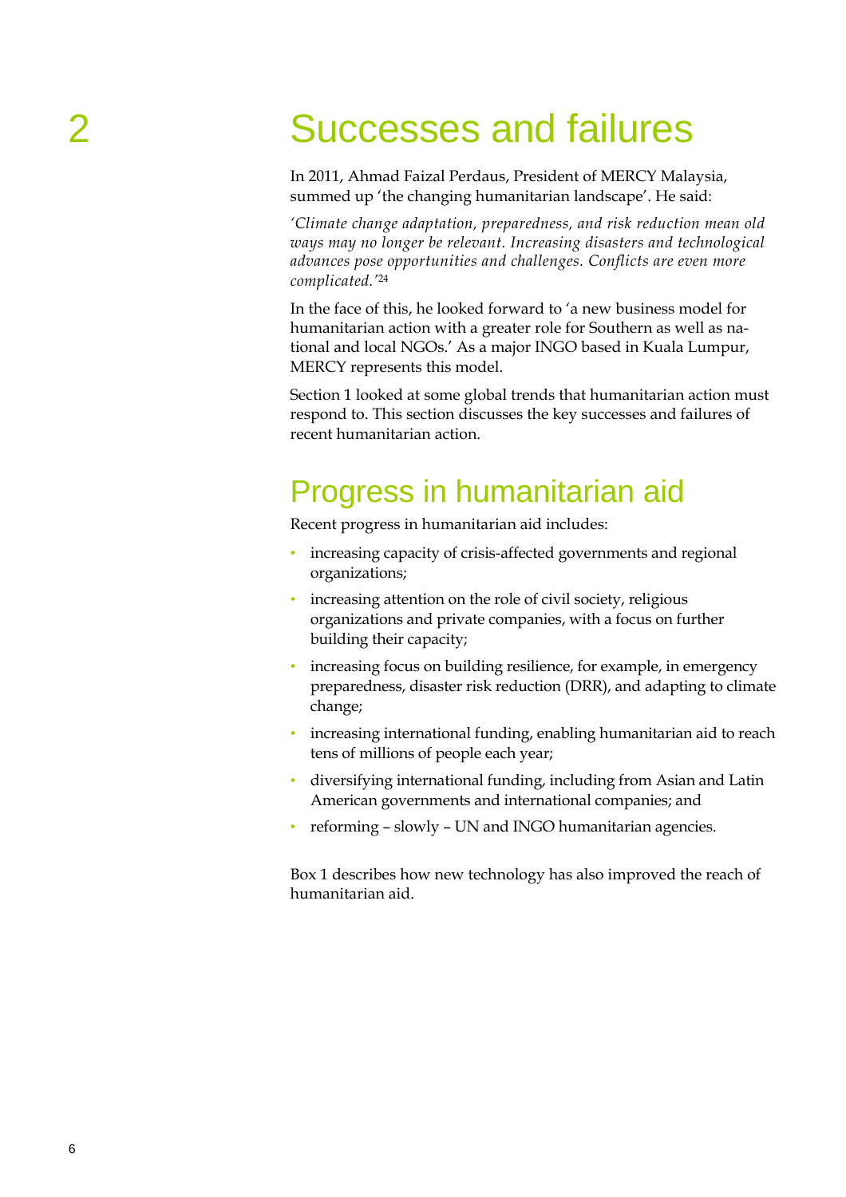# 2 Successes and failures

In 2011, Ahmad Faizal Perdaus, President of MERCY Malaysia, summed up 'the changing humanitarian landscape'. He said:

*'Climate change adaptation, preparedness, and risk reduction mean old ways may no longer be relevant. Increasing disasters and technological advances pose opportunities and challenges. Conflicts are even more complicated.'*[24]

In the face of this, he looked forward to 'a new business model for humanitarian action with a greater role for Southern as well as national and local NGOs.' As a major INGO based in Kuala Lumpur, MERCY represents this model.

Section 1 looked at some global trends that humanitarian action must respond to. This section discusses the key successes and failures of recent humanitarian action.

## Progress in humanitarian aid

Recent progress in humanitarian aid includes:

- increasing capacity of crisis-affected governments and regional organizations;
- increasing attention on the role of civil society, religious organizations and private companies, with a focus on further building their capacity;
- increasing focus on building resilience, for example, in emergency preparedness, disaster risk reduction (DRR), and adapting to climate change;
- increasing international funding, enabling humanitarian aid to reach tens of millions of people each year;
- diversifying international funding, including from Asian and Latin American governments and international companies; and
- reforming – slowly – UN and INGO humanitarian agencies.

Box 1 describes how new technology has also improved the reach of humanitarian aid.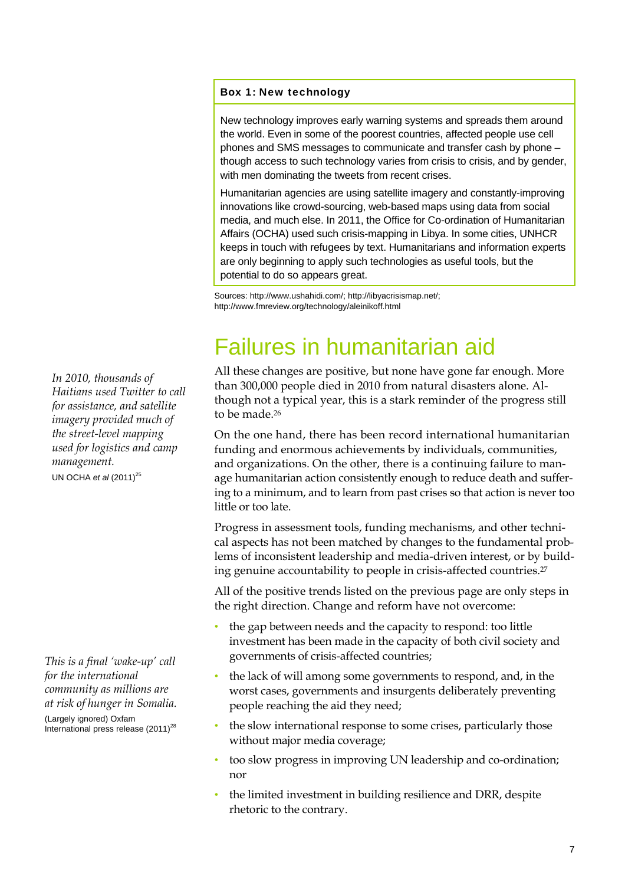**Box 1: New technology**

New technology improves early warning systems and spreads them around the world. Even in some of the poorest countries, affected people use cell phones and SMS messages to communicate and transfer cash by phone – though access to such technology varies from crisis to crisis, and by gender, with men dominating the tweets from recent crises.

Humanitarian agencies are using satellite imagery and constantly-improving innovations like crowd-sourcing, web-based maps using data from social media, and much else. In 2011, the Office for Co-ordination of Humanitarian Affairs (OCHA) used such crisis-mapping in Libya. In some cities, UNHCR keeps in touch with refugees by text. Humanitarians and information experts are only beginning to apply such technologies as useful tools, but the potential to do so appears great.

Sources: http://www.ushahidi.com/; http://libyacrisismap.net/; http://www.fmreview.org/technology/aleinikoff.html

# Failures in humanitarian aid

*In 2010, thousands of Haitians used Twitter to call for assistance, and satellite imagery provided much of the street-level mapping used for logistics and camp management.*

UN OCHA *et al* (2011)[25]

All these changes are positive, but none have gone far enough. More than 300,000 people died in 2010 from natural disasters alone. Although not a typical year, this is a stark reminder of the progress still to be made.[26]

On the one hand, there has been record international humanitarian funding and enormous achievements by individuals, communities, and organizations. On the other, there is a continuing failure to manage humanitarian action consistently enough to reduce death and suffering to a minimum, and to learn from past crises so that action is never too little or too late.

Progress in assessment tools, funding mechanisms, and other technical aspects has not been matched by changes to the fundamental problems of inconsistent leadership and media-driven interest, or by building genuine accountability to people in crisis-affected countries.[27]

All of the positive trends listed on the previous page are only steps in the right direction. Change and reform have not overcome:

*This is a final 'wake-up' call for the international community as millions are at risk of hunger in Somalia.*

(Largely ignored) Oxfam International press release (2011)[28]

- the gap between needs and the capacity to respond: too little investment has been made in the capacity of both civil society and governments of crisis-affected countries;
- the lack of will among some governments to respond, and, in the worst cases, governments and insurgents deliberately preventing people reaching the aid they need;
- the slow international response to some crises, particularly those without major media coverage;
- too slow progress in improving UN leadership and co-ordination; nor
- the limited investment in building resilience and DRR, despite rhetoric to the contrary.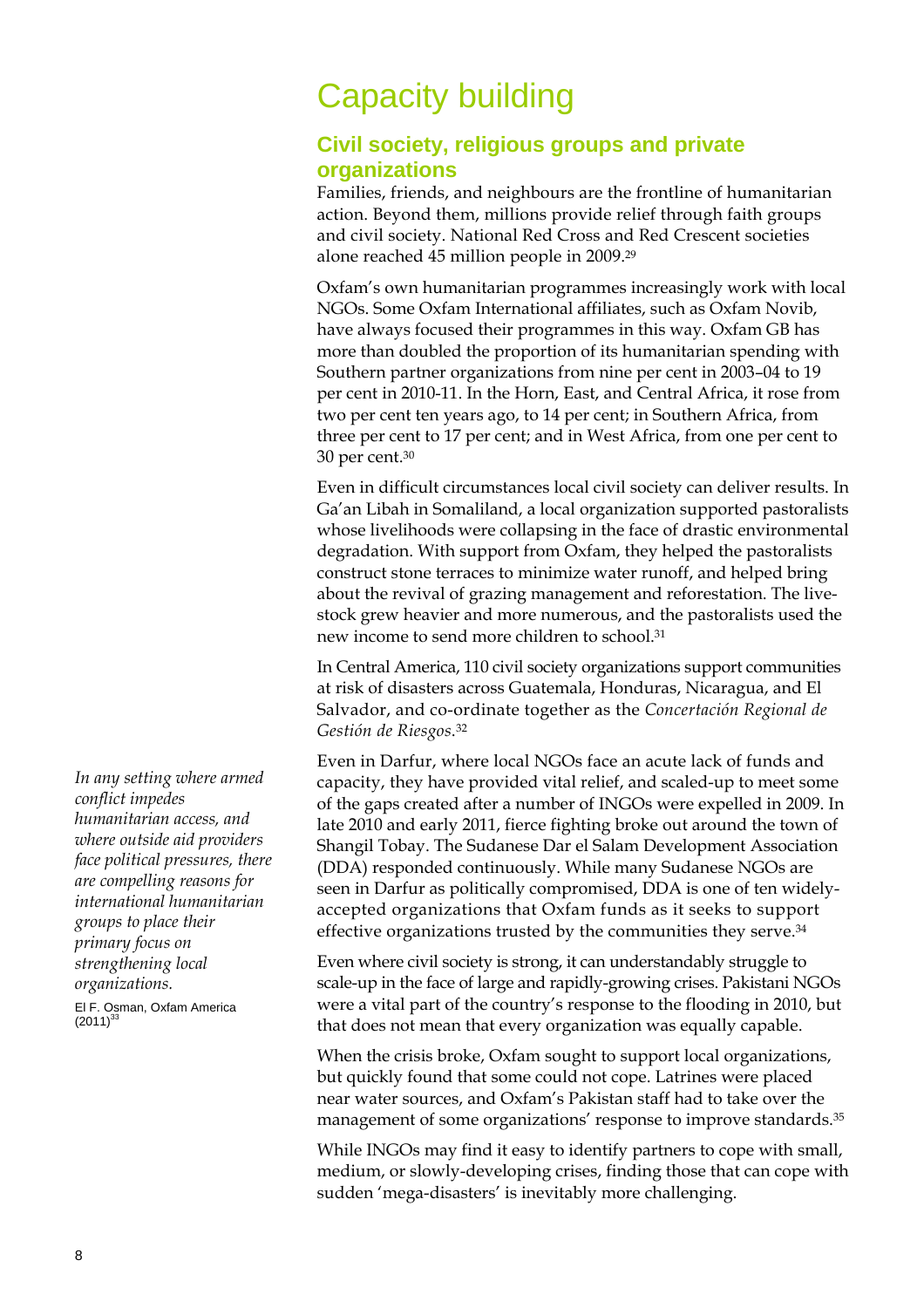# Capacity building

## Civil society, religious groups and private organizations

Families, friends, and neighbours are the frontline of humanitarian action. Beyond them, millions provide relief through faith groups and civil society. National Red Cross and Red Crescent societies alone reached 45 million people in 2009.[29]

Oxfam's own humanitarian programmes increasingly work with local NGOs. Some Oxfam International affiliates, such as Oxfam Novib, have always focused their programmes in this way. Oxfam GB has more than doubled the proportion of its humanitarian spending with Southern partner organizations from nine per cent in 2003–04 to 19 per cent in 2010-11. In the Horn, East, and Central Africa, it rose from two per cent ten years ago, to 14 per cent; in Southern Africa, from three per cent to 17 per cent; and in West Africa, from one per cent to 30 per cent.[30]

Even in difficult circumstances local civil society can deliver results. In Ga'an Libah in Somaliland, a local organization supported pastoralists whose livelihoods were collapsing in the face of drastic environmental degradation. With support from Oxfam, they helped the pastoralists construct stone terraces to minimize water runoff, and helped bring about the revival of grazing management and reforestation. The livestock grew heavier and more numerous, and the pastoralists used the new income to send more children to school.[31]

In Central America, 110 civil society organizations support communities at risk of disasters across Guatemala, Honduras, Nicaragua, and El Salvador, and co-ordinate together as the *Concertación Regional de Gestión de Riesgos*.[32]

*In any setting where armed conflict impedes humanitarian access, and where outside aid providers face political pressures, there are compelling reasons for international humanitarian groups to place their primary focus on strengthening local organizations.*

El F. Osman, Oxfam America (2011)[33]

Even in Darfur, where local NGOs face an acute lack of funds and capacity, they have provided vital relief, and scaled-up to meet some of the gaps created after a number of INGOs were expelled in 2009. In late 2010 and early 2011, fierce fighting broke out around the town of Shangil Tobay. The Sudanese Dar el Salam Development Association (DDA) responded continuously. While many Sudanese NGOs are seen in Darfur as politically compromised, DDA is one of ten widely-accepted organizations that Oxfam funds as it seeks to support effective organizations trusted by the communities they serve.[34]

Even where civil society is strong, it can understandably struggle to scale-up in the face of large and rapidly-growing crises. Pakistani NGOs were a vital part of the country's response to the flooding in 2010, but that does not mean that every organization was equally capable.

When the crisis broke, Oxfam sought to support local organizations, but quickly found that some could not cope. Latrines were placed near water sources, and Oxfam's Pakistan staff had to take over the management of some organizations' response to improve standards.[35]

While INGOs may find it easy to identify partners to cope with small, medium, or slowly-developing crises, finding those that can cope with sudden 'mega-disasters' is inevitably more challenging.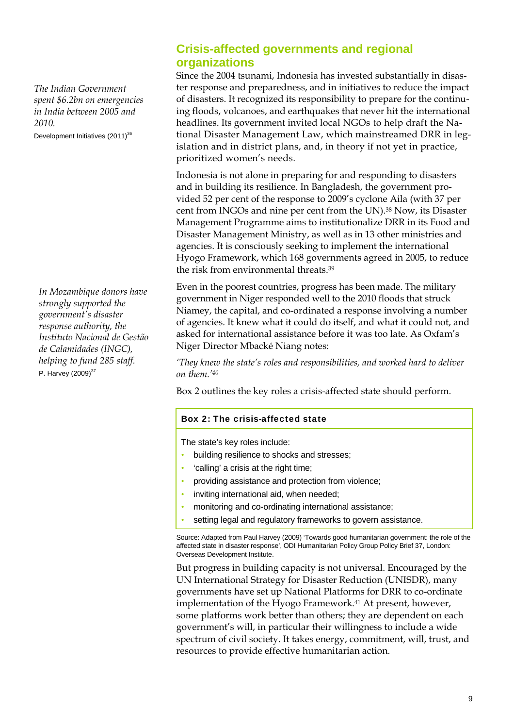## Crisis-affected governments and regional organizations

*The Indian Government spent $6.2bn on emergencies in India between 2005 and 2010.*
Development Initiatives (2011)[36]

Since the 2004 tsunami, Indonesia has invested substantially in disaster response and preparedness, and in initiatives to reduce the impact of disasters. It recognized its responsibility to prepare for the continuing floods, volcanoes, and earthquakes that never hit the international headlines. Its government invited local NGOs to help draft the National Disaster Management Law, which mainstreamed DRR in legislation and in district plans, and, in theory if not yet in practice, prioritized women's needs.

Indonesia is not alone in preparing for and responding to disasters and in building its resilience. In Bangladesh, the government provided 52 per cent of the response to 2009's cyclone Aila (with 37 per cent from INGOs and nine per cent from the UN).[38] Now, its Disaster Management Programme aims to institutionalize DRR in its Food and Disaster Management Ministry, as well as in 13 other ministries and agencies. It is consciously seeking to implement the international Hyogo Framework, which 168 governments agreed in 2005, to reduce the risk from environmental threats.[39]

*In Mozambique donors have strongly supported the government's disaster response authority, the Instituto Nacional de Gestão de Calamidades (INGC), helping to fund 285 staff.*
P. Harvey (2009)[37]

Even in the poorest countries, progress has been made. The military government in Niger responded well to the 2010 floods that struck Niamey, the capital, and co-ordinated a response involving a number of agencies. It knew what it could do itself, and what it could not, and asked for international assistance before it was too late. As Oxfam's Niger Director Mbacké Niang notes:

*'They knew the state's roles and responsibilities, and worked hard to deliver on them.'*[40]

Box 2 outlines the key roles a crisis-affected state should perform.

**Box 2: The crisis-affected state**

The state's key roles include:

- building resilience to shocks and stresses;
- 'calling' a crisis at the right time;
- providing assistance and protection from violence;
- inviting international aid, when needed;
- monitoring and co-ordinating international assistance;
- setting legal and regulatory frameworks to govern assistance.

Source: Adapted from Paul Harvey (2009) 'Towards good humanitarian government: the role of the affected state in disaster response', ODI Humanitarian Policy Group Policy Brief 37, London: Overseas Development Institute.

But progress in building capacity is not universal. Encouraged by the UN International Strategy for Disaster Reduction (UNISDR), many governments have set up National Platforms for DRR to co-ordinate implementation of the Hyogo Framework.[41] At present, however, some platforms work better than others; they are dependent on each government's will, in particular their willingness to include a wide spectrum of civil society. It takes energy, commitment, will, trust, and resources to provide effective humanitarian action.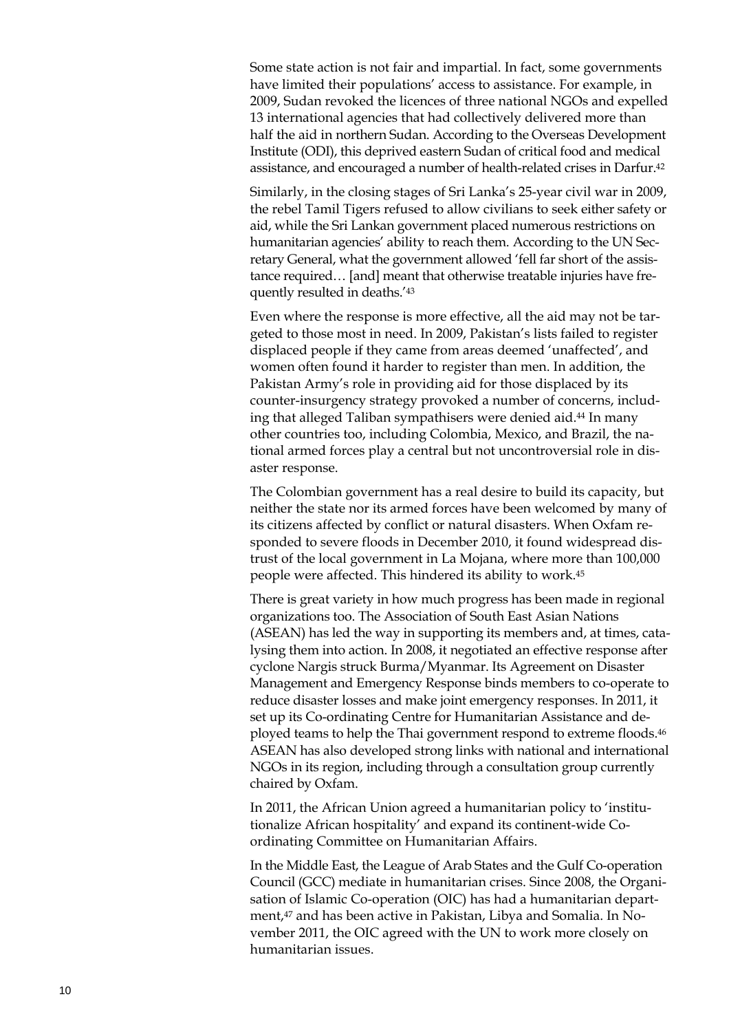Some state action is not fair and impartial. In fact, some governments have limited their populations' access to assistance. For example, in 2009, Sudan revoked the licences of three national NGOs and expelled 13 international agencies that had collectively delivered more than half the aid in northern Sudan. According to the Overseas Development Institute (ODI), this deprived eastern Sudan of critical food and medical assistance, and encouraged a number of health-related crises in Darfur.[42]

Similarly, in the closing stages of Sri Lanka's 25-year civil war in 2009, the rebel Tamil Tigers refused to allow civilians to seek either safety or aid, while the Sri Lankan government placed numerous restrictions on humanitarian agencies' ability to reach them. According to the UN Secretary General, what the government allowed 'fell far short of the assistance required… [and] meant that otherwise treatable injuries have frequently resulted in deaths.'[43]

Even where the response is more effective, all the aid may not be targeted to those most in need. In 2009, Pakistan's lists failed to register displaced people if they came from areas deemed 'unaffected', and women often found it harder to register than men. In addition, the Pakistan Army's role in providing aid for those displaced by its counter-insurgency strategy provoked a number of concerns, including that alleged Taliban sympathisers were denied aid.[44] In many other countries too, including Colombia, Mexico, and Brazil, the national armed forces play a central but not uncontroversial role in disaster response.

The Colombian government has a real desire to build its capacity, but neither the state nor its armed forces have been welcomed by many of its citizens affected by conflict or natural disasters. When Oxfam responded to severe floods in December 2010, it found widespread distrust of the local government in La Mojana, where more than 100,000 people were affected. This hindered its ability to work.[45]

There is great variety in how much progress has been made in regional organizations too. The Association of South East Asian Nations (ASEAN) has led the way in supporting its members and, at times, catalysing them into action. In 2008, it negotiated an effective response after cyclone Nargis struck Burma/Myanmar. Its Agreement on Disaster Management and Emergency Response binds members to co-operate to reduce disaster losses and make joint emergency responses. In 2011, it set up its Co-ordinating Centre for Humanitarian Assistance and deployed teams to help the Thai government respond to extreme floods.[46] ASEAN has also developed strong links with national and international NGOs in its region, including through a consultation group currently chaired by Oxfam.

In 2011, the African Union agreed a humanitarian policy to 'institutionalize African hospitality' and expand its continent-wide Co-ordinating Committee on Humanitarian Affairs.

In the Middle East, the League of Arab States and the Gulf Co-operation Council (GCC) mediate in humanitarian crises. Since 2008, the Organisation of Islamic Co-operation (OIC) has had a humanitarian department,[47] and has been active in Pakistan, Libya and Somalia. In November 2011, the OIC agreed with the UN to work more closely on humanitarian issues.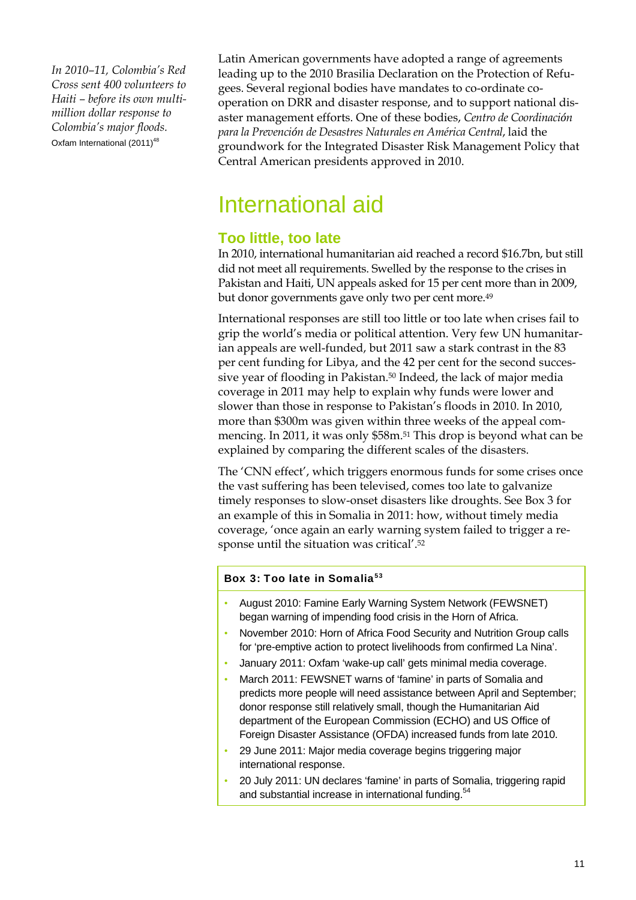*In 2010–11, Colombia's Red Cross sent 400 volunteers to Haiti – before its own multi-million dollar response to Colombia's major floods.*
Oxfam International (2011)[48]

Latin American governments have adopted a range of agreements leading up to the 2010 Brasilia Declaration on the Protection of Refugees. Several regional bodies have mandates to co-ordinate co-operation on DRR and disaster response, and to support national disaster management efforts. One of these bodies, *Centro de Coordinación para la Prevención de Desastres Naturales en América Central*, laid the groundwork for the Integrated Disaster Risk Management Policy that Central American presidents approved in 2010.

# International aid

## Too little, too late

In 2010, international humanitarian aid reached a record $16.7bn, but still did not meet all requirements. Swelled by the response to the crises in Pakistan and Haiti, UN appeals asked for 15 per cent more than in 2009, but donor governments gave only two per cent more.[49]

International responses are still too little or too late when crises fail to grip the world's media or political attention. Very few UN humanitarian appeals are well-funded, but 2011 saw a stark contrast in the 83 per cent funding for Libya, and the 42 per cent for the second successive year of flooding in Pakistan.[50] Indeed, the lack of major media coverage in 2011 may help to explain why funds were lower and slower than those in response to Pakistan's floods in 2010. In 2010, more than $300m was given within three weeks of the appeal commencing. In 2011, it was only $58m.[51] This drop is beyond what can be explained by comparing the different scales of the disasters.

The 'CNN effect', which triggers enormous funds for some crises once the vast suffering has been televised, comes too late to galvanize timely responses to slow-onset disasters like droughts. See Box 3 for an example of this in Somalia in 2011: how, without timely media coverage, 'once again an early warning system failed to trigger a response until the situation was critical'.[52]

**Box 3: Too late in Somalia[53]**

- August 2010: Famine Early Warning System Network (FEWSNET) began warning of impending food crisis in the Horn of Africa.
- November 2010: Horn of Africa Food Security and Nutrition Group calls for 'pre-emptive action to protect livelihoods from confirmed La Nina'.
- January 2011: Oxfam 'wake-up call' gets minimal media coverage.
- March 2011: FEWSNET warns of 'famine' in parts of Somalia and predicts more people will need assistance between April and September; donor response still relatively small, though the Humanitarian Aid department of the European Commission (ECHO) and US Office of Foreign Disaster Assistance (OFDA) increased funds from late 2010.
- 29 June 2011: Major media coverage begins triggering major international response.
- 20 July 2011: UN declares 'famine' in parts of Somalia, triggering rapid and substantial increase in international funding.[54]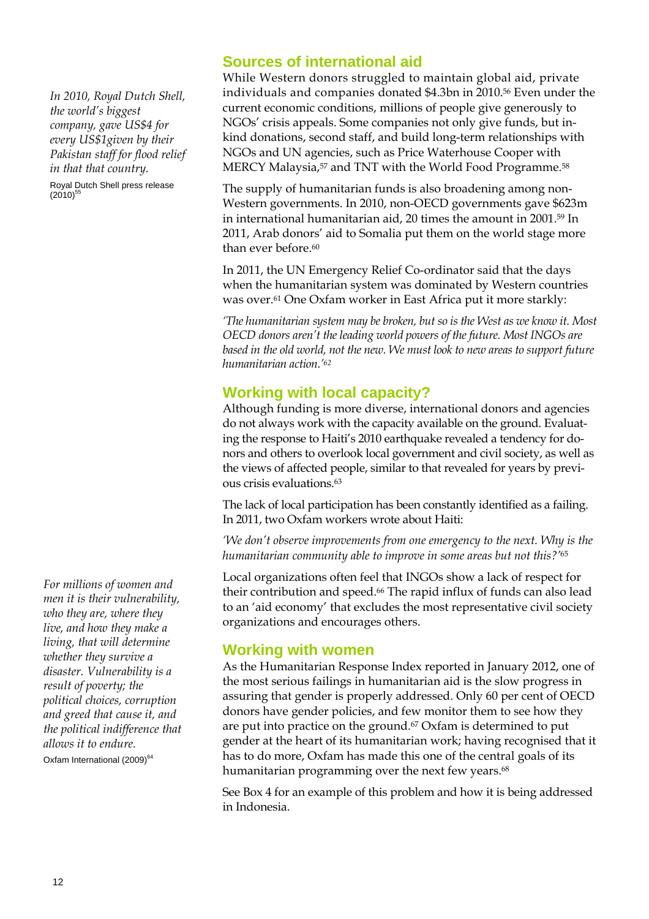*In 2010, Royal Dutch Shell, the world's biggest company, gave US$4 for every US$1given by their Pakistan staff for flood relief in that that country.*

Royal Dutch Shell press release (2010)[55]

## Sources of international aid

While Western donors struggled to maintain global aid, private individuals and companies donated $4.3bn in 2010.[56] Even under the current economic conditions, millions of people give generously to NGOs' crisis appeals. Some companies not only give funds, but in-kind donations, second staff, and build long-term relationships with NGOs and UN agencies, such as Price Waterhouse Cooper with MERCY Malaysia,[57] and TNT with the World Food Programme.[58]

The supply of humanitarian funds is also broadening among non-Western governments. In 2010, non-OECD governments gave $623m in international humanitarian aid, 20 times the amount in 2001.[59] In 2011, Arab donors' aid to Somalia put them on the world stage more than ever before.[60]

In 2011, the UN Emergency Relief Co-ordinator said that the days when the humanitarian system was dominated by Western countries was over.[61] One Oxfam worker in East Africa put it more starkly:

*'The humanitarian system may be broken, but so is the West as we know it. Most OECD donors aren't the leading world powers of the future. Most INGOs are based in the old world, not the new. We must look to new areas to support future humanitarian action.'*[62]

## Working with local capacity?

Although funding is more diverse, international donors and agencies do not always work with the capacity available on the ground. Evaluating the response to Haiti's 2010 earthquake revealed a tendency for donors and others to overlook local government and civil society, as well as the views of affected people, similar to that revealed for years by previous crisis evaluations.[63]

The lack of local participation has been constantly identified as a failing. In 2011, two Oxfam workers wrote about Haiti:

*'We don't observe improvements from one emergency to the next. Why is the humanitarian community able to improve in some areas but not this?'*[65]

Local organizations often feel that INGOs show a lack of respect for their contribution and speed.[66] The rapid influx of funds can also lead to an 'aid economy' that excludes the most representative civil society organizations and encourages others.

*For millions of women and men it is their vulnerability, who they are, where they live, and how they make a living, that will determine whether they survive a disaster. Vulnerability is a result of poverty; the political choices, corruption and greed that cause it, and the political indifference that allows it to endure.*

Oxfam International (2009)[64]

## Working with women

As the Humanitarian Response Index reported in January 2012, one of the most serious failings in humanitarian aid is the slow progress in assuring that gender is properly addressed. Only 60 per cent of OECD donors have gender policies, and few monitor them to see how they are put into practice on the ground.[67] Oxfam is determined to put gender at the heart of its humanitarian work; having recognised that it has to do more, Oxfam has made this one of the central goals of its humanitarian programming over the next few years.[68]

See Box 4 for an example of this problem and how it is being addressed in Indonesia.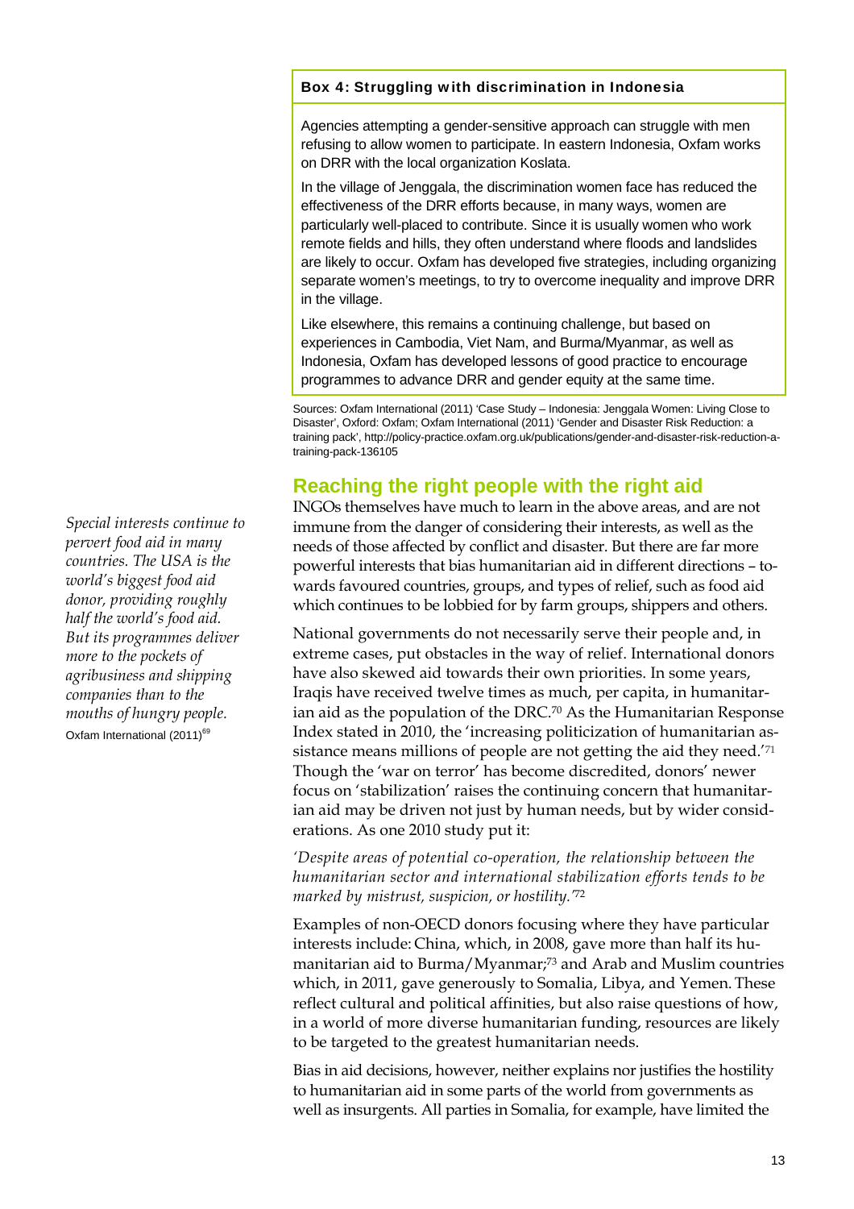**Box 4: Struggling with discrimination in Indonesia**

Agencies attempting a gender-sensitive approach can struggle with men refusing to allow women to participate. In eastern Indonesia, Oxfam works on DRR with the local organization Koslata.

In the village of Jenggala, the discrimination women face has reduced the effectiveness of the DRR efforts because, in many ways, women are particularly well-placed to contribute. Since it is usually women who work remote fields and hills, they often understand where floods and landslides are likely to occur. Oxfam has developed five strategies, including organizing separate women's meetings, to try to overcome inequality and improve DRR in the village.

Like elsewhere, this remains a continuing challenge, but based on experiences in Cambodia, Viet Nam, and Burma/Myanmar, as well as Indonesia, Oxfam has developed lessons of good practice to encourage programmes to advance DRR and gender equity at the same time.

Sources: Oxfam International (2011) 'Case Study – Indonesia: Jenggala Women: Living Close to Disaster', Oxford: Oxfam; Oxfam International (2011) 'Gender and Disaster Risk Reduction: a training pack', http://policy-practice.oxfam.org.uk/publications/gender-and-disaster-risk-reduction-a-training-pack-136105

## Reaching the right people with the right aid

*Special interests continue to pervert food aid in many countries. The USA is the world's biggest food aid donor, providing roughly half the world's food aid. But its programmes deliver more to the pockets of agribusiness and shipping companies than to the mouths of hungry people.*
Oxfam International (2011)[69]

INGOs themselves have much to learn in the above areas, and are not immune from the danger of considering their interests, as well as the needs of those affected by conflict and disaster. But there are far more powerful interests that bias humanitarian aid in different directions – towards favoured countries, groups, and types of relief, such as food aid which continues to be lobbied for by farm groups, shippers and others.

National governments do not necessarily serve their people and, in extreme cases, put obstacles in the way of relief. International donors have also skewed aid towards their own priorities. In some years, Iraqis have received twelve times as much, per capita, in humanitarian aid as the population of the DRC.[70] As the Humanitarian Response Index stated in 2010, the 'increasing politicization of humanitarian assistance means millions of people are not getting the aid they need.'[71] Though the 'war on terror' has become discredited, donors' newer focus on 'stabilization' raises the continuing concern that humanitarian aid may be driven not just by human needs, but by wider considerations. As one 2010 study put it:

*'Despite areas of potential co-operation, the relationship between the humanitarian sector and international stabilization efforts tends to be marked by mistrust, suspicion, or hostility.'*[72]

Examples of non-OECD donors focusing where they have particular interests include: China, which, in 2008, gave more than half its humanitarian aid to Burma/Myanmar;[73] and Arab and Muslim countries which, in 2011, gave generously to Somalia, Libya, and Yemen. These reflect cultural and political affinities, but also raise questions of how, in a world of more diverse humanitarian funding, resources are likely to be targeted to the greatest humanitarian needs.

Bias in aid decisions, however, neither explains nor justifies the hostility to humanitarian aid in some parts of the world from governments as well as insurgents. All parties in Somalia, for example, have limited the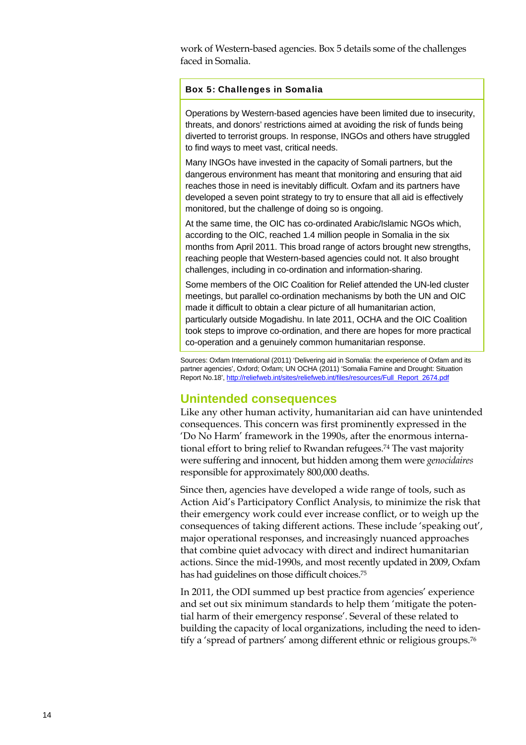work of Western-based agencies. Box 5 details some of the challenges faced in Somalia.

**Box 5: Challenges in Somalia**

Operations by Western-based agencies have been limited due to insecurity, threats, and donors' restrictions aimed at avoiding the risk of funds being diverted to terrorist groups. In response, INGOs and others have struggled to find ways to meet vast, critical needs.

Many INGOs have invested in the capacity of Somali partners, but the dangerous environment has meant that monitoring and ensuring that aid reaches those in need is inevitably difficult. Oxfam and its partners have developed a seven point strategy to try to ensure that all aid is effectively monitored, but the challenge of doing so is ongoing.

At the same time, the OIC has co-ordinated Arabic/Islamic NGOs which, according to the OIC, reached 1.4 million people in Somalia in the six months from April 2011. This broad range of actors brought new strengths, reaching people that Western-based agencies could not. It also brought challenges, including in co-ordination and information-sharing.

Some members of the OIC Coalition for Relief attended the UN-led cluster meetings, but parallel co-ordination mechanisms by both the UN and OIC made it difficult to obtain a clear picture of all humanitarian action, particularly outside Mogadishu. In late 2011, OCHA and the OIC Coalition took steps to improve co-ordination, and there are hopes for more practical co-operation and a genuinely common humanitarian response.

Sources: Oxfam International (2011) 'Delivering aid in Somalia: the experience of Oxfam and its partner agencies', Oxford; Oxfam; UN OCHA (2011) 'Somalia Famine and Drought: Situation Report No.18', http://reliefweb.int/sites/reliefweb.int/files/resources/Full_Report_2674.pdf

## Unintended consequences

Like any other human activity, humanitarian aid can have unintended consequences. This concern was first prominently expressed in the 'Do No Harm' framework in the 1990s, after the enormous international effort to bring relief to Rwandan refugees.[74] The vast majority were suffering and innocent, but hidden among them were *genocidaires* responsible for approximately 800,000 deaths.

Since then, agencies have developed a wide range of tools, such as Action Aid's Participatory Conflict Analysis, to minimize the risk that their emergency work could ever increase conflict, or to weigh up the consequences of taking different actions. These include 'speaking out', major operational responses, and increasingly nuanced approaches that combine quiet advocacy with direct and indirect humanitarian actions. Since the mid-1990s, and most recently updated in 2009, Oxfam has had guidelines on those difficult choices.[75]

In 2011, the ODI summed up best practice from agencies' experience and set out six minimum standards to help them 'mitigate the potential harm of their emergency response'. Several of these related to building the capacity of local organizations, including the need to identify a 'spread of partners' among different ethnic or religious groups.[76]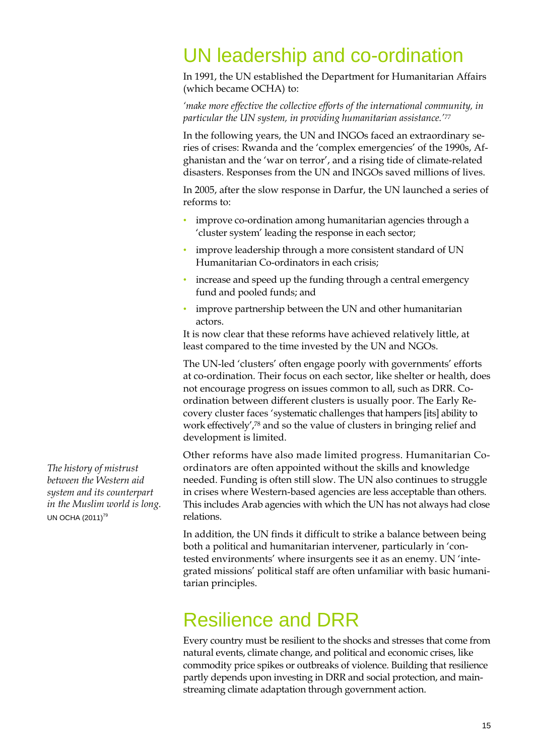# UN leadership and co-ordination

In 1991, the UN established the Department for Humanitarian Affairs (which became OCHA) to:

*'make more effective the collective efforts of the international community, in particular the UN system, in providing humanitarian assistance.'*[77]

In the following years, the UN and INGOs faced an extraordinary series of crises: Rwanda and the 'complex emergencies' of the 1990s, Afghanistan and the 'war on terror', and a rising tide of climate-related disasters. Responses from the UN and INGOs saved millions of lives.

In 2005, after the slow response in Darfur, the UN launched a series of reforms to:

- improve co-ordination among humanitarian agencies through a 'cluster system' leading the response in each sector;
- improve leadership through a more consistent standard of UN Humanitarian Co-ordinators in each crisis;
- increase and speed up the funding through a central emergency fund and pooled funds; and
- improve partnership between the UN and other humanitarian actors.

It is now clear that these reforms have achieved relatively little, at least compared to the time invested by the UN and NGOs.

The UN-led 'clusters' often engage poorly with governments' efforts at co-ordination. Their focus on each sector, like shelter or health, does not encourage progress on issues common to all, such as DRR. Co-ordination between different clusters is usually poor. The Early Recovery cluster faces 'systematic challenges that hampers [its] ability to work effectively',[78] and so the value of clusters in bringing relief and development is limited.

Other reforms have also made limited progress. Humanitarian Co-ordinators are often appointed without the skills and knowledge needed. Funding is often still slow. The UN also continues to struggle in crises where Western-based agencies are less acceptable than others. This includes Arab agencies with which the UN has not always had close relations.

*The history of mistrust between the Western aid system and its counterpart in the Muslim world is long.*
UN OCHA (2011)[79]

In addition, the UN finds it difficult to strike a balance between being both a political and humanitarian intervener, particularly in 'contested environments' where insurgents see it as an enemy. UN 'integrated missions' political staff are often unfamiliar with basic humanitarian principles.

# Resilience and DRR

Every country must be resilient to the shocks and stresses that come from natural events, climate change, and political and economic crises, like commodity price spikes or outbreaks of violence. Building that resilience partly depends upon investing in DRR and social protection, and mainstreaming climate adaptation through government action.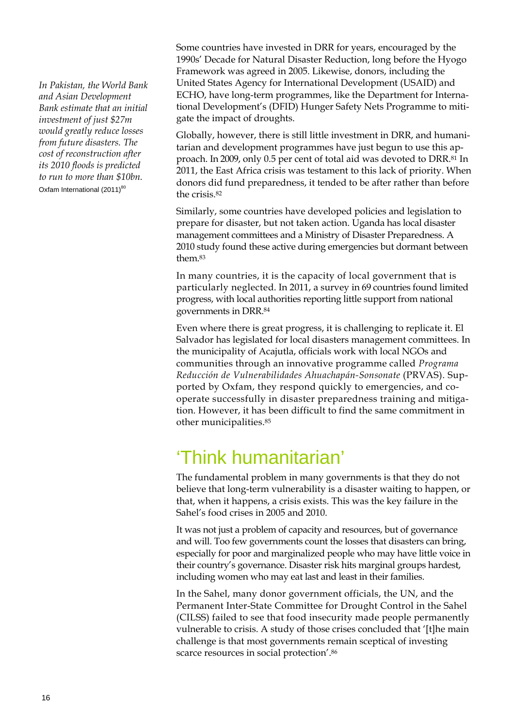*In Pakistan, the World Bank and Asian Development Bank estimate that an initial investment of just $27m would greatly reduce losses from future disasters. The cost of reconstruction after its 2010 floods is predicted to run to more than $10bn.*
Oxfam International (2011)[80]

Some countries have invested in DRR for years, encouraged by the 1990s' Decade for Natural Disaster Reduction, long before the Hyogo Framework was agreed in 2005. Likewise, donors, including the United States Agency for International Development (USAID) and ECHO, have long-term programmes, like the Department for International Development's (DFID) Hunger Safety Nets Programme to mitigate the impact of droughts.

Globally, however, there is still little investment in DRR, and humanitarian and development programmes have just begun to use this approach. In 2009, only 0.5 per cent of total aid was devoted to DRR.[81] In 2011, the East Africa crisis was testament to this lack of priority. When donors did fund preparedness, it tended to be after rather than before the crisis.[82]

Similarly, some countries have developed policies and legislation to prepare for disaster, but not taken action. Uganda has local disaster management committees and a Ministry of Disaster Preparedness. A 2010 study found these active during emergencies but dormant between them.[83]

In many countries, it is the capacity of local government that is particularly neglected. In 2011, a survey in 69 countries found limited progress, with local authorities reporting little support from national governments in DRR.[84]

Even where there is great progress, it is challenging to replicate it. El Salvador has legislated for local disasters management committees. In the municipality of Acajutla, officials work with local NGOs and communities through an innovative programme called *Programa Reducción de Vulnerabilidades Ahuachapán-Sonsonate* (PRVAS). Supported by Oxfam, they respond quickly to emergencies, and co-operate successfully in disaster preparedness training and mitigation. However, it has been difficult to find the same commitment in other municipalities.[85]

## 'Think humanitarian'

The fundamental problem in many governments is that they do not believe that long-term vulnerability is a disaster waiting to happen, or that, when it happens, a crisis exists. This was the key failure in the Sahel's food crises in 2005 and 2010.

It was not just a problem of capacity and resources, but of governance and will. Too few governments count the losses that disasters can bring, especially for poor and marginalized people who may have little voice in their country's governance. Disaster risk hits marginal groups hardest, including women who may eat last and least in their families.

In the Sahel, many donor government officials, the UN, and the Permanent Inter-State Committee for Drought Control in the Sahel (CILSS) failed to see that food insecurity made people permanently vulnerable to crisis. A study of those crises concluded that '[t]he main challenge is that most governments remain sceptical of investing scarce resources in social protection'.[86]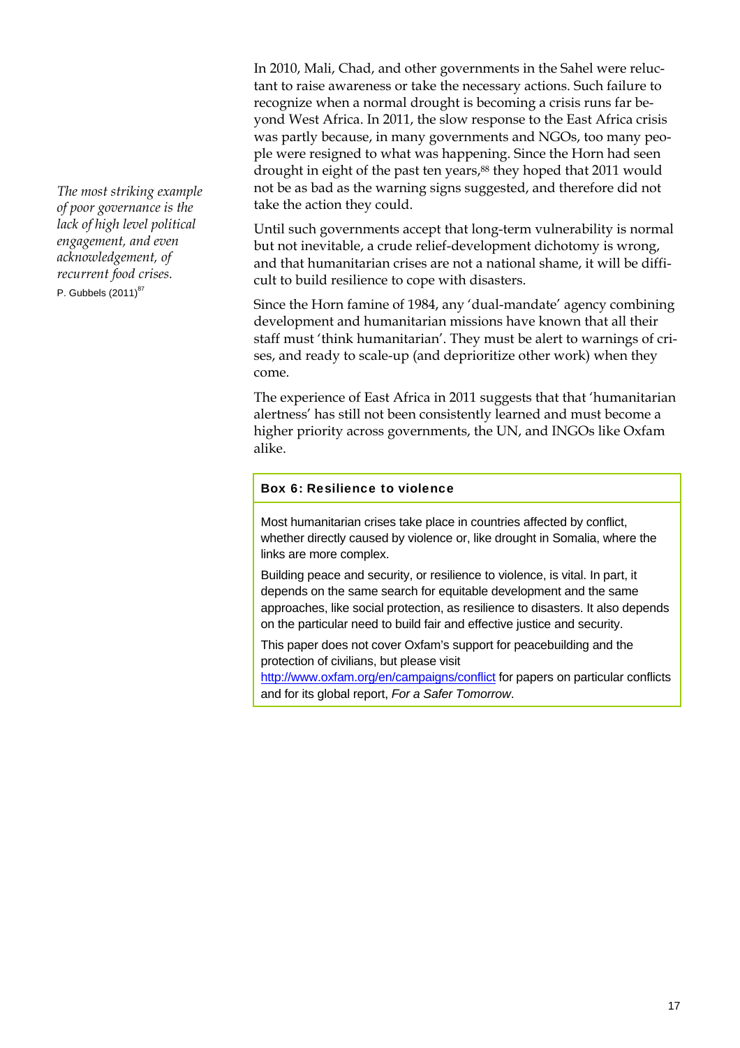*The most striking example of poor governance is the lack of high level political engagement, and even acknowledgement, of recurrent food crises.*
P. Gubbels (2011)[87]

In 2010, Mali, Chad, and other governments in the Sahel were reluctant to raise awareness or take the necessary actions. Such failure to recognize when a normal drought is becoming a crisis runs far beyond West Africa. In 2011, the slow response to the East Africa crisis was partly because, in many governments and NGOs, too many people were resigned to what was happening. Since the Horn had seen drought in eight of the past ten years,[88] they hoped that 2011 would not be as bad as the warning signs suggested, and therefore did not take the action they could.

Until such governments accept that long-term vulnerability is normal but not inevitable, a crude relief-development dichotomy is wrong, and that humanitarian crises are not a national shame, it will be difficult to build resilience to cope with disasters.

Since the Horn famine of 1984, any 'dual-mandate' agency combining development and humanitarian missions have known that all their staff must 'think humanitarian'. They must be alert to warnings of crises, and ready to scale-up (and deprioritize other work) when they come.

The experience of East Africa in 2011 suggests that that 'humanitarian alertness' has still not been consistently learned and must become a higher priority across governments, the UN, and INGOs like Oxfam alike.

### Box 6: Resilience to violence

Most humanitarian crises take place in countries affected by conflict, whether directly caused by violence or, like drought in Somalia, where the links are more complex.

Building peace and security, or resilience to violence, is vital. In part, it depends on the same search for equitable development and the same approaches, like social protection, as resilience to disasters. It also depends on the particular need to build fair and effective justice and security.

This paper does not cover Oxfam's support for peacebuilding and the protection of civilians, but please visit http://www.oxfam.org/en/campaigns/conflict for papers on particular conflicts and for its global report, *For a Safer Tomorrow*.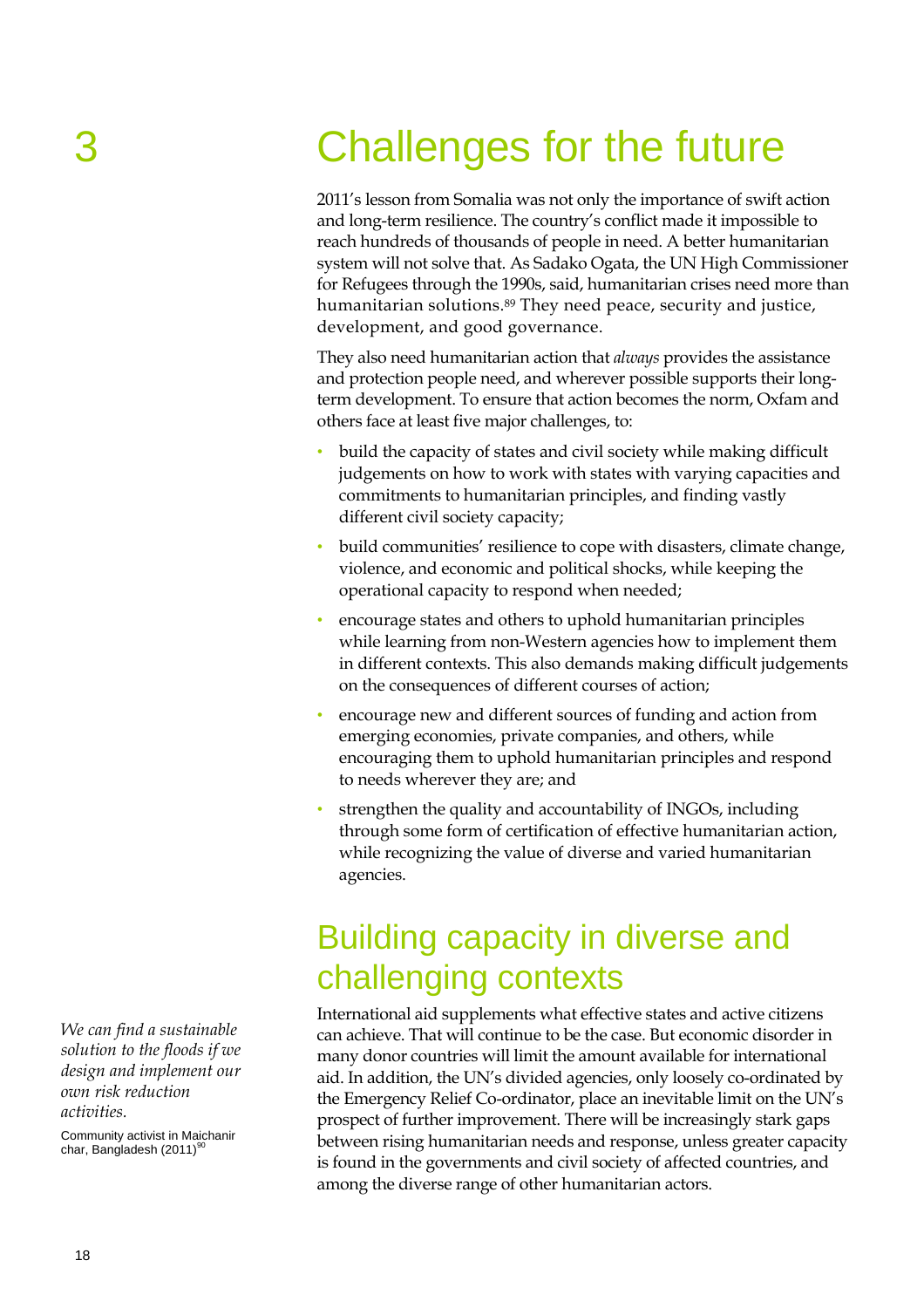# 3 Challenges for the future

2011's lesson from Somalia was not only the importance of swift action and long-term resilience. The country's conflict made it impossible to reach hundreds of thousands of people in need. A better humanitarian system will not solve that. As Sadako Ogata, the UN High Commissioner for Refugees through the 1990s, said, humanitarian crises need more than humanitarian solutions.[89] They need peace, security and justice, development, and good governance.

They also need humanitarian action that *always* provides the assistance and protection people need, and wherever possible supports their long-term development. To ensure that action becomes the norm, Oxfam and others face at least five major challenges, to:

- build the capacity of states and civil society while making difficult judgements on how to work with states with varying capacities and commitments to humanitarian principles, and finding vastly different civil society capacity;
- build communities' resilience to cope with disasters, climate change, violence, and economic and political shocks, while keeping the operational capacity to respond when needed;
- encourage states and others to uphold humanitarian principles while learning from non-Western agencies how to implement them in different contexts. This also demands making difficult judgements on the consequences of different courses of action;
- encourage new and different sources of funding and action from emerging economies, private companies, and others, while encouraging them to uphold humanitarian principles and respond to needs wherever they are; and
- strengthen the quality and accountability of INGOs, including through some form of certification of effective humanitarian action, while recognizing the value of diverse and varied humanitarian agencies.

## Building capacity in diverse and challenging contexts

*We can find a sustainable solution to the floods if we design and implement our own risk reduction activities.*

Community activist in Maichanir char, Bangladesh (2011)[90]

International aid supplements what effective states and active citizens can achieve. That will continue to be the case. But economic disorder in many donor countries will limit the amount available for international aid. In addition, the UN's divided agencies, only loosely co-ordinated by the Emergency Relief Co-ordinator, place an inevitable limit on the UN's prospect of further improvement. There will be increasingly stark gaps between rising humanitarian needs and response, unless greater capacity is found in the governments and civil society of affected countries, and among the diverse range of other humanitarian actors.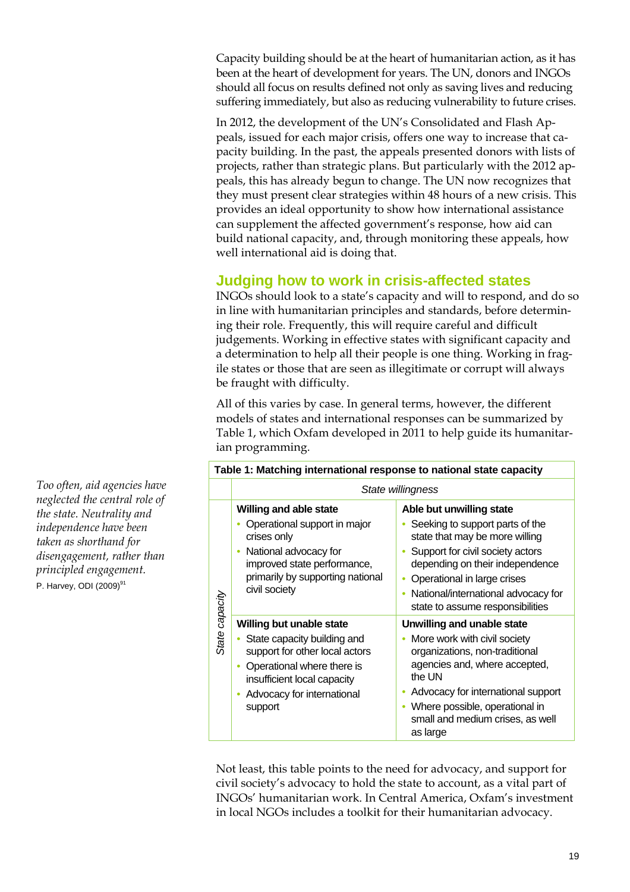Capacity building should be at the heart of humanitarian action, as it has been at the heart of development for years. The UN, donors and INGOs should all focus on results defined not only as saving lives and reducing suffering immediately, but also as reducing vulnerability to future crises.

In 2012, the development of the UN's Consolidated and Flash Appeals, issued for each major crisis, offers one way to increase that capacity building. In the past, the appeals presented donors with lists of projects, rather than strategic plans. But particularly with the 2012 appeals, this has already begun to change. The UN now recognizes that they must present clear strategies within 48 hours of a new crisis. This provides an ideal opportunity to show how international assistance can supplement the affected government's response, how aid can build national capacity, and, through monitoring these appeals, how well international aid is doing that.

## Judging how to work in crisis-affected states

INGOs should look to a state's capacity and will to respond, and do so in line with humanitarian principles and standards, before determining their role. Frequently, this will require careful and difficult judgements. Working in effective states with significant capacity and a determination to help all their people is one thing. Working in fragile states or those that are seen as illegitimate or corrupt will always be fraught with difficulty.

*Too often, aid agencies have neglected the central role of the state. Neutrality and independence have been taken as shorthand for disengagement, rather than principled engagement.*
P. Harvey, ODI (2009)[91]

All of this varies by case. In general terms, however, the different models of states and international responses can be summarized by Table 1, which Oxfam developed in 2011 to help guide its humanitarian programming.

**Table 1: Matching international response to national state capacity**

| | *State willingness* | |
|---|---|---|
| *State capacity* | **Willing and able state**<br>• Operational support in major crises only<br>• National advocacy for improved state performance, primarily by supporting national civil society | **Able but unwilling state**<br>• Seeking to support parts of the state that may be more willing<br>• Support for civil society actors depending on their independence<br>• Operational in large crises<br>• National/international advocacy for state to assume responsibilities |
| *State capacity* | **Willing but unable state**<br>• State capacity building and support for other local actors<br>• Operational where there is insufficient local capacity<br>• Advocacy for international support | **Unwilling and unable state**<br>• More work with civil society organizations, non-traditional agencies and, where accepted, the UN<br>• Advocacy for international support<br>• Where possible, operational in small and medium crises, as well as large |

Not least, this table points to the need for advocacy, and support for civil society's advocacy to hold the state to account, as a vital part of INGOs' humanitarian work. In Central America, Oxfam's investment in local NGOs includes a toolkit for their humanitarian advocacy.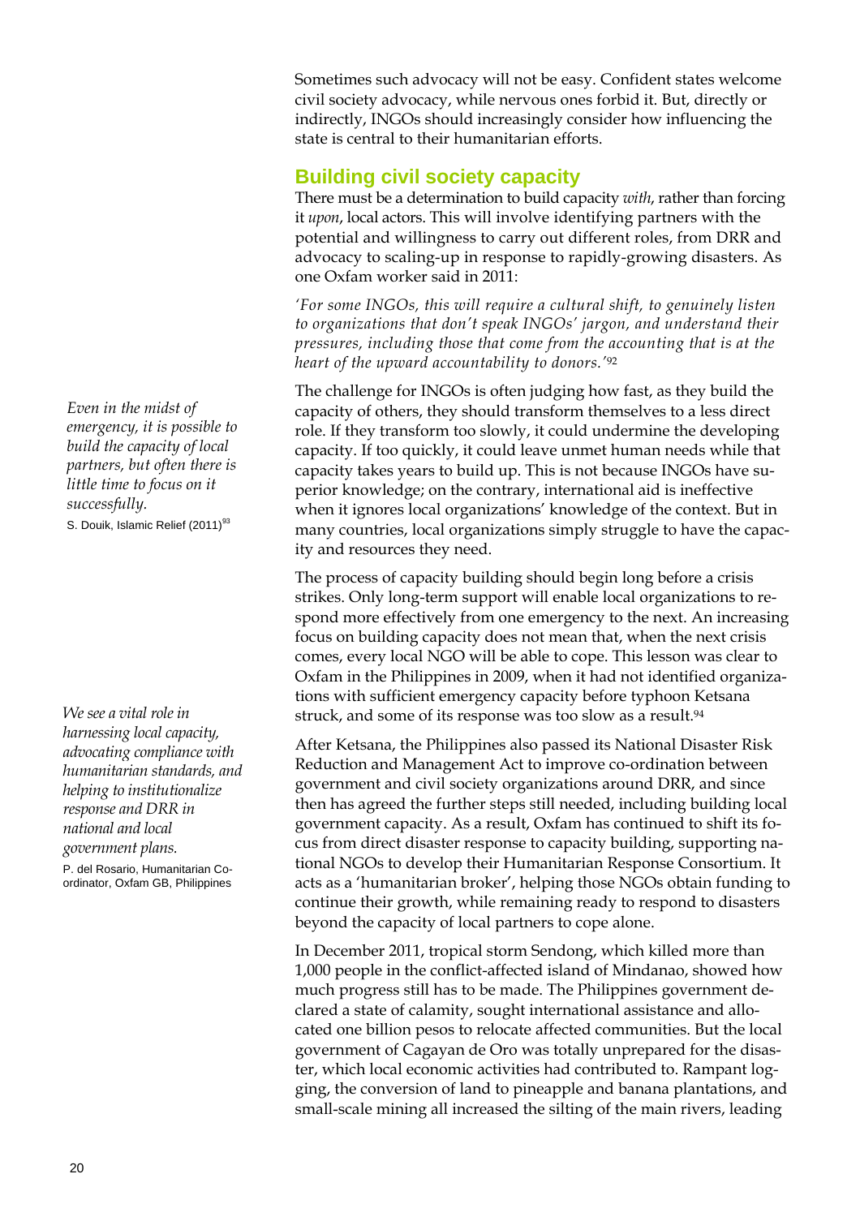Sometimes such advocacy will not be easy. Confident states welcome civil society advocacy, while nervous ones forbid it. But, directly or indirectly, INGOs should increasingly consider how influencing the state is central to their humanitarian efforts.

## Building civil society capacity

There must be a determination to build capacity *with*, rather than forcing it *upon*, local actors. This will involve identifying partners with the potential and willingness to carry out different roles, from DRR and advocacy to scaling-up in response to rapidly-growing disasters. As one Oxfam worker said in 2011:

*'For some INGOs, this will require a cultural shift, to genuinely listen to organizations that don't speak INGOs' jargon, and understand their pressures, including those that come from the accounting that is at the heart of the upward accountability to donors.'*[92]

> *Even in the midst of emergency, it is possible to build the capacity of local partners, but often there is little time to focus on it successfully.*
>
> S. Douik, Islamic Relief (2011)[93]

The challenge for INGOs is often judging how fast, as they build the capacity of others, they should transform themselves to a less direct role. If they transform too slowly, it could undermine the developing capacity. If too quickly, it could leave unmet human needs while that capacity takes years to build up. This is not because INGOs have superior knowledge; on the contrary, international aid is ineffective when it ignores local organizations' knowledge of the context. But in many countries, local organizations simply struggle to have the capacity and resources they need.

The process of capacity building should begin long before a crisis strikes. Only long-term support will enable local organizations to respond more effectively from one emergency to the next. An increasing focus on building capacity does not mean that, when the next crisis comes, every local NGO will be able to cope. This lesson was clear to Oxfam in the Philippines in 2009, when it had not identified organizations with sufficient emergency capacity before typhoon Ketsana struck, and some of its response was too slow as a result.[94]

> *We see a vital role in harnessing local capacity, advocating compliance with humanitarian standards, and helping to institutionalize response and DRR in national and local government plans.*
>
> P. del Rosario, Humanitarian Co-ordinator, Oxfam GB, Philippines

After Ketsana, the Philippines also passed its National Disaster Risk Reduction and Management Act to improve co-ordination between government and civil society organizations around DRR, and since then has agreed the further steps still needed, including building local government capacity. As a result, Oxfam has continued to shift its focus from direct disaster response to capacity building, supporting national NGOs to develop their Humanitarian Response Consortium. It acts as a 'humanitarian broker', helping those NGOs obtain funding to continue their growth, while remaining ready to respond to disasters beyond the capacity of local partners to cope alone.

In December 2011, tropical storm Sendong, which killed more than 1,000 people in the conflict-affected island of Mindanao, showed how much progress still has to be made. The Philippines government declared a state of calamity, sought international assistance and allocated one billion pesos to relocate affected communities. But the local government of Cagayan de Oro was totally unprepared for the disaster, which local economic activities had contributed to. Rampant logging, the conversion of land to pineapple and banana plantations, and small-scale mining all increased the silting of the main rivers, leading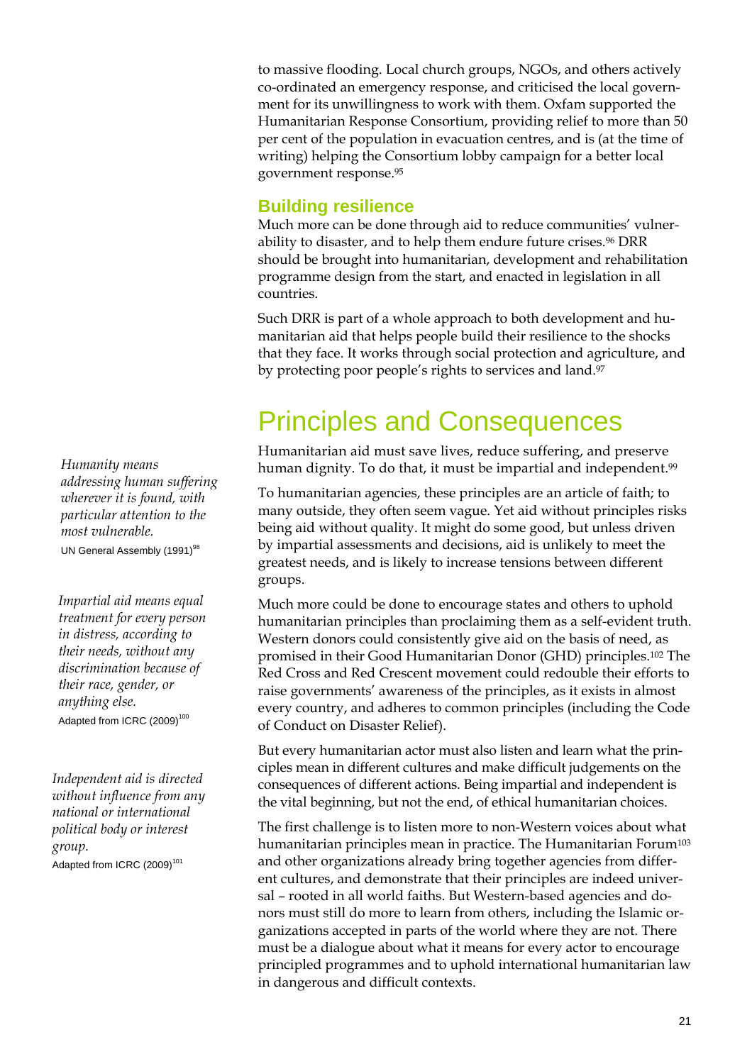to massive flooding. Local church groups, NGOs, and others actively co-ordinated an emergency response, and criticised the local government for its unwillingness to work with them. Oxfam supported the Humanitarian Response Consortium, providing relief to more than 50 per cent of the population in evacuation centres, and is (at the time of writing) helping the Consortium lobby campaign for a better local government response.[95]

### Building resilience

Much more can be done through aid to reduce communities' vulnerability to disaster, and to help them endure future crises.[96] DRR should be brought into humanitarian, development and rehabilitation programme design from the start, and enacted in legislation in all countries.

Such DRR is part of a whole approach to both development and humanitarian aid that helps people build their resilience to the shocks that they face. It works through social protection and agriculture, and by protecting poor people's rights to services and land.[97]

## Principles and Consequences

*Humanity means addressing human suffering wherever it is found, with particular attention to the most vulnerable.*
UN General Assembly (1991)[98]

Humanitarian aid must save lives, reduce suffering, and preserve human dignity. To do that, it must be impartial and independent.[99]

*Impartial aid means equal treatment for every person in distress, according to their needs, without any discrimination because of their race, gender, or anything else.*
Adapted from ICRC (2009)[100]

To humanitarian agencies, these principles are an article of faith; to many outside, they often seem vague. Yet aid without principles risks being aid without quality. It might do some good, but unless driven by impartial assessments and decisions, aid is unlikely to meet the greatest needs, and is likely to increase tensions between different groups.

*Independent aid is directed without influence from any national or international political body or interest group.*
Adapted from ICRC (2009)[101]

Much more could be done to encourage states and others to uphold humanitarian principles than proclaiming them as a self-evident truth. Western donors could consistently give aid on the basis of need, as promised in their Good Humanitarian Donor (GHD) principles.[102] The Red Cross and Red Crescent movement could redouble their efforts to raise governments' awareness of the principles, as it exists in almost every country, and adheres to common principles (including the Code of Conduct on Disaster Relief).

But every humanitarian actor must also listen and learn what the principles mean in different cultures and make difficult judgements on the consequences of different actions. Being impartial and independent is the vital beginning, but not the end, of ethical humanitarian choices.

The first challenge is to listen more to non-Western voices about what humanitarian principles mean in practice. The Humanitarian Forum[103] and other organizations already bring together agencies from different cultures, and demonstrate that their principles are indeed universal – rooted in all world faiths. But Western-based agencies and donors must still do more to learn from others, including the Islamic organizations accepted in parts of the world where they are not. There must be a dialogue about what it means for every actor to encourage principled programmes and to uphold international humanitarian law in dangerous and difficult contexts.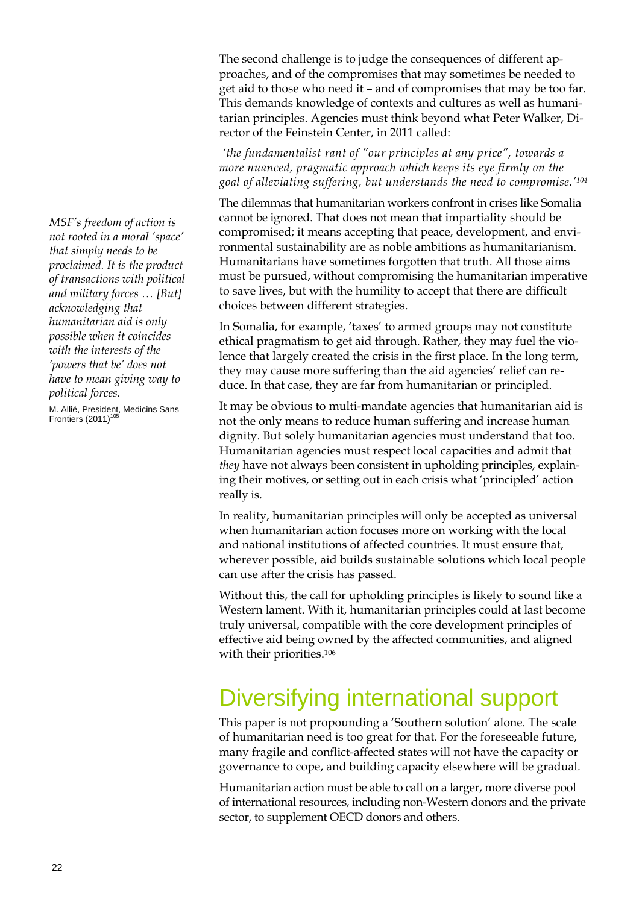The second challenge is to judge the consequences of different approaches, and of the compromises that may sometimes be needed to get aid to those who need it – and of compromises that may be too far. This demands knowledge of contexts and cultures as well as humanitarian principles. Agencies must think beyond what Peter Walker, Director of the Feinstein Center, in 2011 called:

> *'the fundamentalist rant of "our principles at any price", towards a more nuanced, pragmatic approach which keeps its eye firmly on the goal of alleviating suffering, but understands the need to compromise.'*[104]

> *MSF's freedom of action is not rooted in a moral 'space' that simply needs to be proclaimed. It is the product of transactions with political and military forces … [But] acknowledging that humanitarian aid is only possible when it coincides with the interests of the 'powers that be' does not have to mean giving way to political forces.*
>
> M. Allié, President, Medicins Sans Frontiers (2011)[105]

The dilemmas that humanitarian workers confront in crises like Somalia cannot be ignored. That does not mean that impartiality should be compromised; it means accepting that peace, development, and environmental sustainability are as noble ambitions as humanitarianism. Humanitarians have sometimes forgotten that truth. All those aims must be pursued, without compromising the humanitarian imperative to save lives, but with the humility to accept that there are difficult choices between different strategies.

In Somalia, for example, 'taxes' to armed groups may not constitute ethical pragmatism to get aid through. Rather, they may fuel the violence that largely created the crisis in the first place. In the long term, they may cause more suffering than the aid agencies' relief can reduce. In that case, they are far from humanitarian or principled.

It may be obvious to multi-mandate agencies that humanitarian aid is not the only means to reduce human suffering and increase human dignity. But solely humanitarian agencies must understand that too. Humanitarian agencies must respect local capacities and admit that *they* have not always been consistent in upholding principles, explaining their motives, or setting out in each crisis what 'principled' action really is.

In reality, humanitarian principles will only be accepted as universal when humanitarian action focuses more on working with the local and national institutions of affected countries. It must ensure that, wherever possible, aid builds sustainable solutions which local people can use after the crisis has passed.

Without this, the call for upholding principles is likely to sound like a Western lament. With it, humanitarian principles could at last become truly universal, compatible with the core development principles of effective aid being owned by the affected communities, and aligned with their priorities.[106]

## Diversifying international support

This paper is not propounding a 'Southern solution' alone. The scale of humanitarian need is too great for that. For the foreseeable future, many fragile and conflict-affected states will not have the capacity or governance to cope, and building capacity elsewhere will be gradual.

Humanitarian action must be able to call on a larger, more diverse pool of international resources, including non-Western donors and the private sector, to supplement OECD donors and others.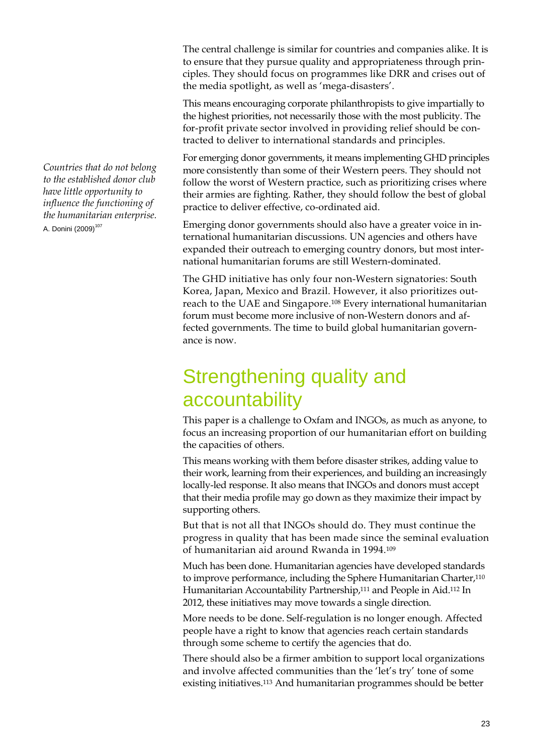The central challenge is similar for countries and companies alike. It is to ensure that they pursue quality and appropriateness through principles. They should focus on programmes like DRR and crises out of the media spotlight, as well as 'mega-disasters'.

This means encouraging corporate philanthropists to give impartially to the highest priorities, not necessarily those with the most publicity. The for-profit private sector involved in providing relief should be contracted to deliver to international standards and principles.

*Countries that do not belong to the established donor club have little opportunity to influence the functioning of the humanitarian enterprise.*
A. Donini (2009)[107]

For emerging donor governments, it means implementing GHD principles more consistently than some of their Western peers. They should not follow the worst of Western practice, such as prioritizing crises where their armies are fighting. Rather, they should follow the best of global practice to deliver effective, co-ordinated aid.

Emerging donor governments should also have a greater voice in international humanitarian discussions. UN agencies and others have expanded their outreach to emerging country donors, but most international humanitarian forums are still Western-dominated.

The GHD initiative has only four non-Western signatories: South Korea, Japan, Mexico and Brazil. However, it also prioritizes outreach to the UAE and Singapore.[108] Every international humanitarian forum must become more inclusive of non-Western donors and affected governments. The time to build global humanitarian governance is now.

## Strengthening quality and accountability

This paper is a challenge to Oxfam and INGOs, as much as anyone, to focus an increasing proportion of our humanitarian effort on building the capacities of others.

This means working with them before disaster strikes, adding value to their work, learning from their experiences, and building an increasingly locally-led response. It also means that INGOs and donors must accept that their media profile may go down as they maximize their impact by supporting others.

But that is not all that INGOs should do. They must continue the progress in quality that has been made since the seminal evaluation of humanitarian aid around Rwanda in 1994.[109]

Much has been done. Humanitarian agencies have developed standards to improve performance, including the Sphere Humanitarian Charter,[110] Humanitarian Accountability Partnership,[111] and People in Aid.[112] In 2012, these initiatives may move towards a single direction.

More needs to be done. Self-regulation is no longer enough. Affected people have a right to know that agencies reach certain standards through some scheme to certify the agencies that do.

There should also be a firmer ambition to support local organizations and involve affected communities than the 'let's try' tone of some existing initiatives.[113] And humanitarian programmes should be better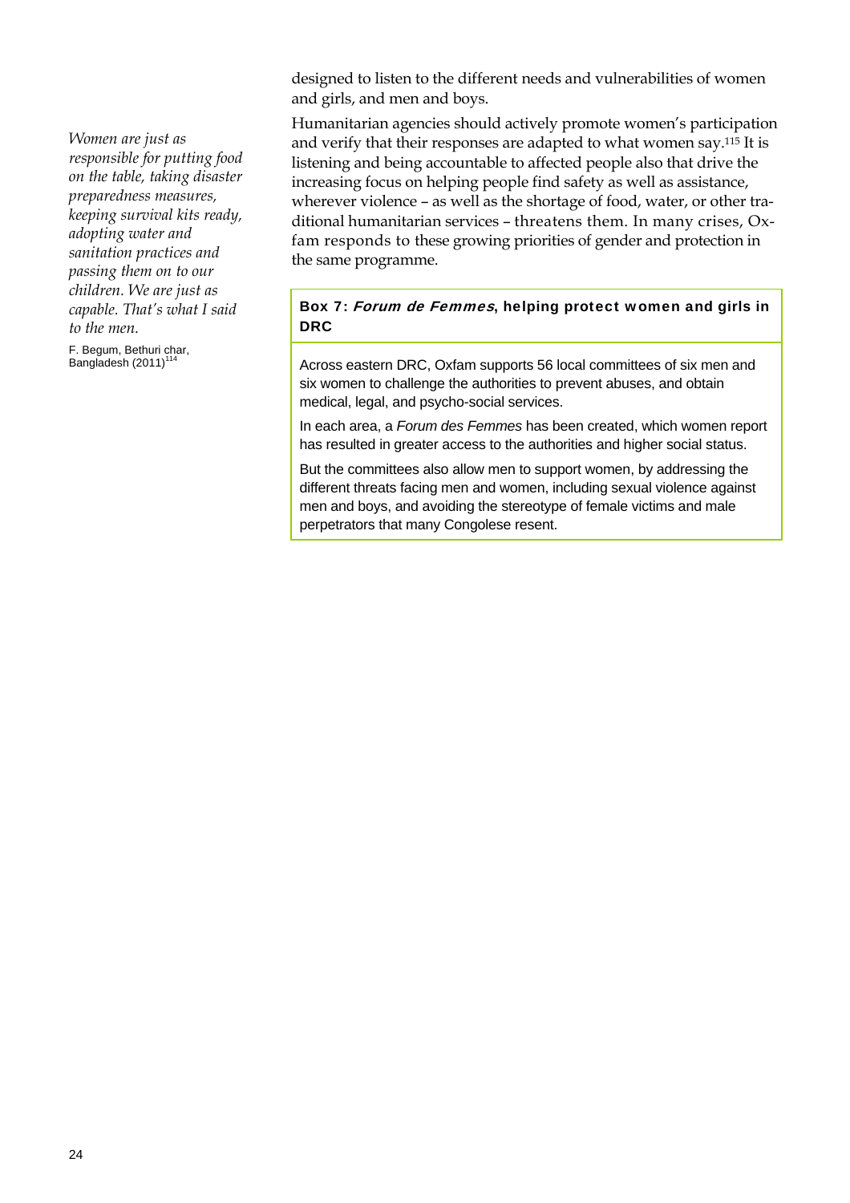designed to listen to the different needs and vulnerabilities of women and girls, and men and boys.

*Women are just as responsible for putting food on the table, taking disaster preparedness measures, keeping survival kits ready, adopting water and sanitation practices and passing them on to our children. We are just as capable. That's what I said to the men.*

F. Begum, Bethuri char, Bangladesh (2011)[114]

Humanitarian agencies should actively promote women's participation and verify that their responses are adapted to what women say.[115] It is listening and being accountable to affected people also that drive the increasing focus on helping people find safety as well as assistance, wherever violence – as well as the shortage of food, water, or other traditional humanitarian services – threatens them. In many crises, Oxfam responds to these growing priorities of gender and protection in the same programme.

**Box 7: *Forum de Femmes*, helping protect women and girls in DRC**

Across eastern DRC, Oxfam supports 56 local committees of six men and six women to challenge the authorities to prevent abuses, and obtain medical, legal, and psycho-social services.

In each area, a *Forum des Femmes* has been created, which women report has resulted in greater access to the authorities and higher social status.

But the committees also allow men to support women, by addressing the different threats facing men and women, including sexual violence against men and boys, and avoiding the stereotype of female victims and male perpetrators that many Congolese resent.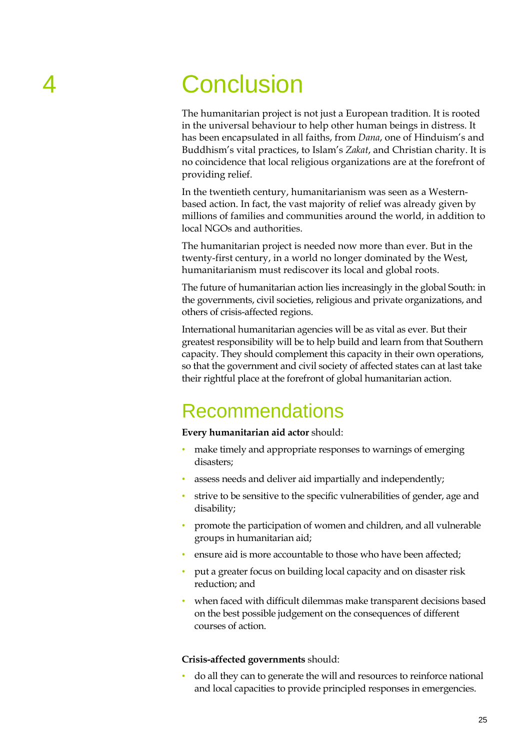# 4 Conclusion

The humanitarian project is not just a European tradition. It is rooted in the universal behaviour to help other human beings in distress. It has been encapsulated in all faiths, from *Dana*, one of Hinduism's and Buddhism's vital practices, to Islam's *Zakat*, and Christian charity. It is no coincidence that local religious organizations are at the forefront of providing relief.

In the twentieth century, humanitarianism was seen as a Western-based action. In fact, the vast majority of relief was already given by millions of families and communities around the world, in addition to local NGOs and authorities.

The humanitarian project is needed now more than ever. But in the twenty-first century, in a world no longer dominated by the West, humanitarianism must rediscover its local and global roots.

The future of humanitarian action lies increasingly in the global South: in the governments, civil societies, religious and private organizations, and others of crisis-affected regions.

International humanitarian agencies will be as vital as ever. But their greatest responsibility will be to help build and learn from that Southern capacity. They should complement this capacity in their own operations, so that the government and civil society of affected states can at last take their rightful place at the forefront of global humanitarian action.

## Recommendations

**Every humanitarian aid actor** should:

- make timely and appropriate responses to warnings of emerging disasters;
- assess needs and deliver aid impartially and independently;
- strive to be sensitive to the specific vulnerabilities of gender, age and disability;
- promote the participation of women and children, and all vulnerable groups in humanitarian aid;
- ensure aid is more accountable to those who have been affected;
- put a greater focus on building local capacity and on disaster risk reduction; and
- when faced with difficult dilemmas make transparent decisions based on the best possible judgement on the consequences of different courses of action.

**Crisis-affected governments** should:

- do all they can to generate the will and resources to reinforce national and local capacities to provide principled responses in emergencies.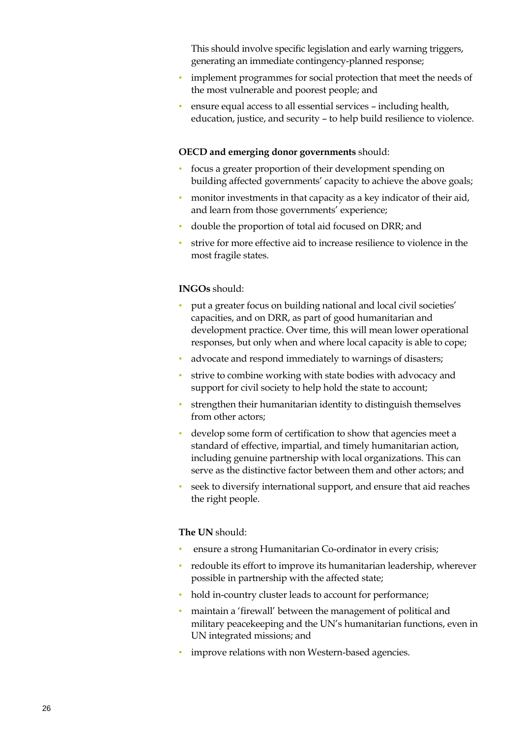This should involve specific legislation and early warning triggers, generating an immediate contingency-planned response;

- implement programmes for social protection that meet the needs of the most vulnerable and poorest people; and
- ensure equal access to all essential services – including health, education, justice, and security – to help build resilience to violence.

**OECD and emerging donor governments** should:

- focus a greater proportion of their development spending on building affected governments' capacity to achieve the above goals;
- monitor investments in that capacity as a key indicator of their aid, and learn from those governments' experience;
- double the proportion of total aid focused on DRR; and
- strive for more effective aid to increase resilience to violence in the most fragile states.

**INGOs** should:

- put a greater focus on building national and local civil societies' capacities, and on DRR, as part of good humanitarian and development practice. Over time, this will mean lower operational responses, but only when and where local capacity is able to cope;
- advocate and respond immediately to warnings of disasters;
- strive to combine working with state bodies with advocacy and support for civil society to help hold the state to account;
- strengthen their humanitarian identity to distinguish themselves from other actors;
- develop some form of certification to show that agencies meet a standard of effective, impartial, and timely humanitarian action, including genuine partnership with local organizations. This can serve as the distinctive factor between them and other actors; and
- seek to diversify international support, and ensure that aid reaches the right people.

**The UN** should:

- ensure a strong Humanitarian Co-ordinator in every crisis;
- redouble its effort to improve its humanitarian leadership, wherever possible in partnership with the affected state;
- hold in-country cluster leads to account for performance;
- maintain a 'firewall' between the management of political and military peacekeeping and the UN's humanitarian functions, even in UN integrated missions; and
- improve relations with non Western-based agencies.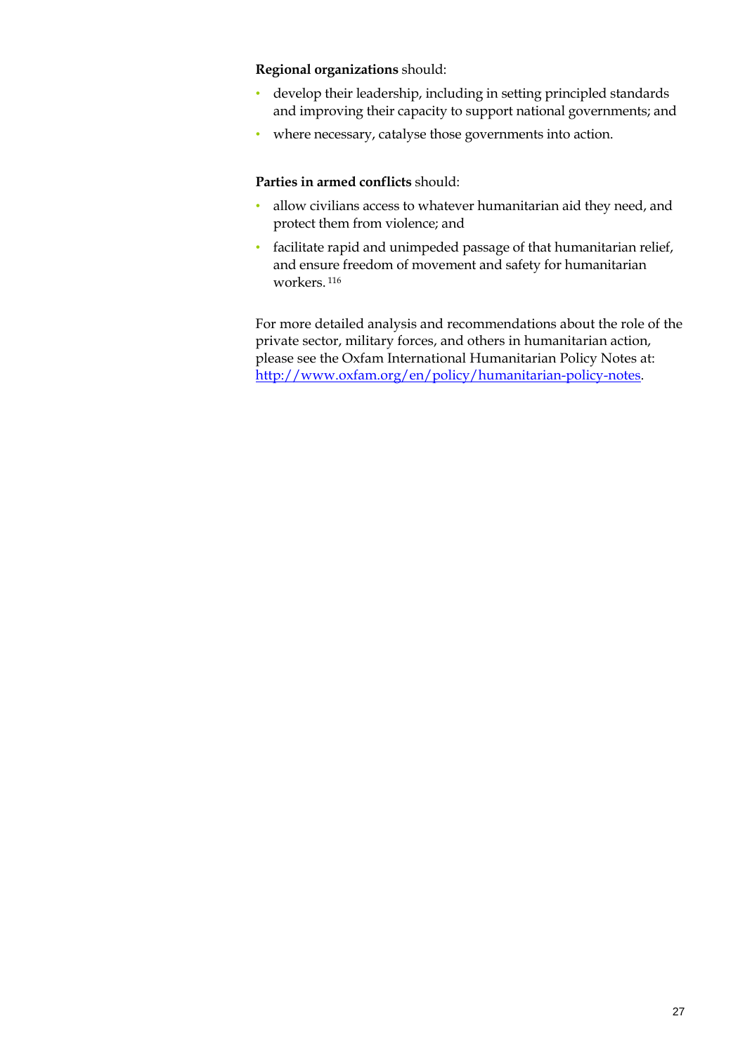**Regional organizations** should:

- develop their leadership, including in setting principled standards and improving their capacity to support national governments; and
- where necessary, catalyse those governments into action.

**Parties in armed conflicts** should:

- allow civilians access to whatever humanitarian aid they need, and protect them from violence; and
- facilitate rapid and unimpeded passage of that humanitarian relief, and ensure freedom of movement and safety for humanitarian workers. [116]

For more detailed analysis and recommendations about the role of the private sector, military forces, and others in humanitarian action, please see the Oxfam International Humanitarian Policy Notes at: http://www.oxfam.org/en/policy/humanitarian-policy-notes.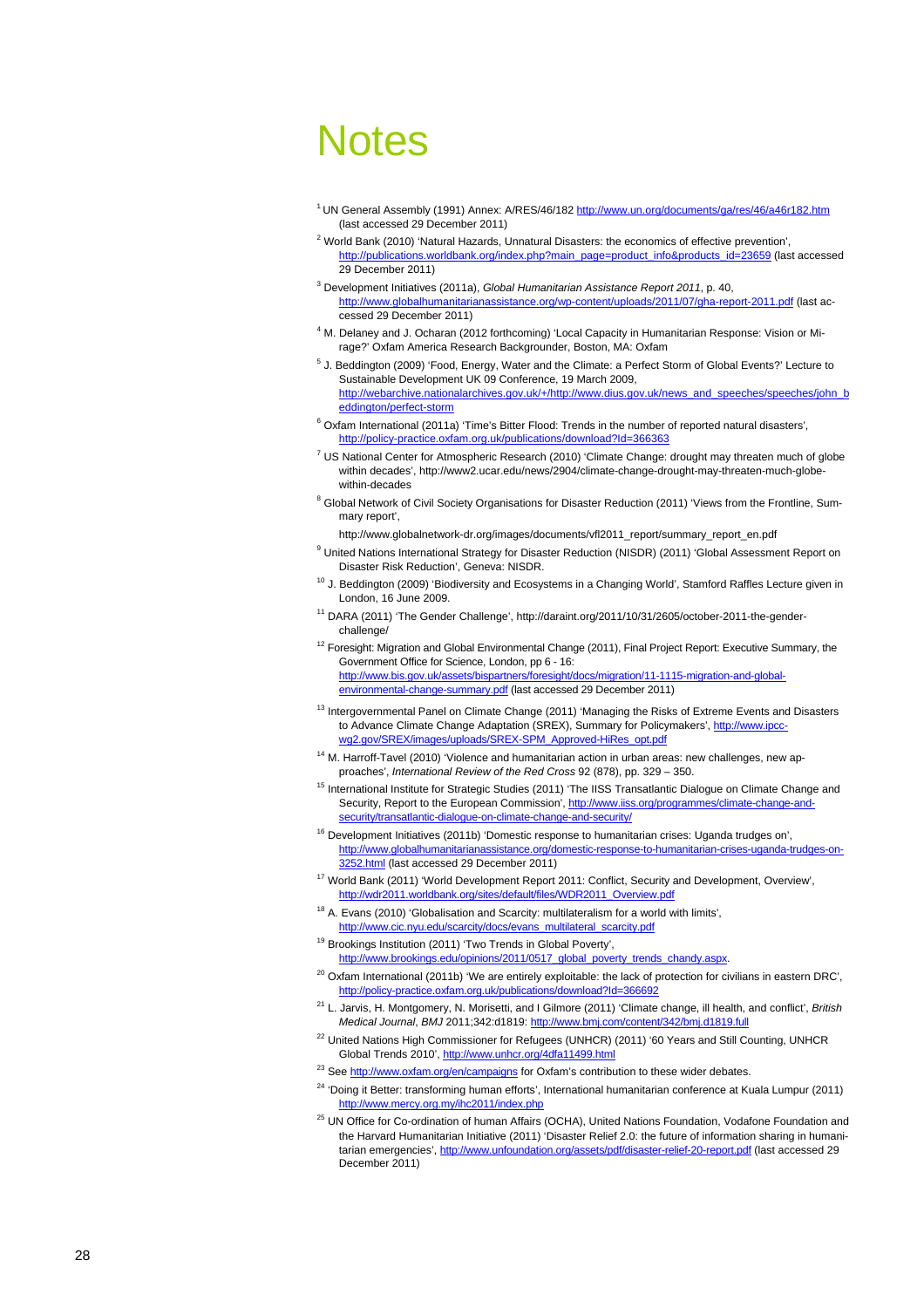# Notes

[1] UN General Assembly (1991) Annex: A/RES/46/182 http://www.un.org/documents/ga/res/46/a46r182.htm (last accessed 29 December 2011)

[2] World Bank (2010) 'Natural Hazards, Unnatural Disasters: the economics of effective prevention', http://publications.worldbank.org/index.php?main_page=product_info&products_id=23659 (last accessed 29 December 2011)

[3] Development Initiatives (2011a), *Global Humanitarian Assistance Report 2011*, p. 40, http://www.globalhumanitarianassistance.org/wp-content/uploads/2011/07/gha-report-2011.pdf (last accessed 29 December 2011)

[4] M. Delaney and J. Ocharan (2012 forthcoming) 'Local Capacity in Humanitarian Response: Vision or Mirage?' Oxfam America Research Backgrounder, Boston, MA: Oxfam

[5] J. Beddington (2009) 'Food, Energy, Water and the Climate: a Perfect Storm of Global Events?' Lecture to Sustainable Development UK 09 Conference, 19 March 2009, http://webarchive.nationalarchives.gov.uk/+/http://www.dius.gov.uk/news_and_speeches/speeches/john_beddington/perfect-storm

[6] Oxfam International (2011a) 'Time's Bitter Flood: Trends in the number of reported natural disasters', http://policy-practice.oxfam.org.uk/publications/download?Id=366363

[7] US National Center for Atmospheric Research (2010) 'Climate Change: drought may threaten much of globe within decades', http://www2.ucar.edu/news/2904/climate-change-drought-may-threaten-much-globe-within-decades

[8] Global Network of Civil Society Organisations for Disaster Reduction (2011) 'Views from the Frontline, Summary report',

http://www.globalnetwork-dr.org/images/documents/vfl2011_report/summary_report_en.pdf

[9] United Nations International Strategy for Disaster Reduction (NISDR) (2011) 'Global Assessment Report on Disaster Risk Reduction', Geneva: NISDR.

[10] J. Beddington (2009) 'Biodiversity and Ecosystems in a Changing World', Stamford Raffles Lecture given in London, 16 June 2009.

[11] DARA (2011) 'The Gender Challenge', http://daraint.org/2011/10/31/2605/october-2011-the-gender-challenge/

[12] Foresight: Migration and Global Environmental Change (2011), Final Project Report: Executive Summary, the Government Office for Science, London, pp 6 - 16: http://www.bis.gov.uk/assets/bispartners/foresight/docs/migration/11-1115-migration-and-global-environmental-change-summary.pdf (last accessed 29 December 2011)

[13] Intergovernmental Panel on Climate Change (2011) 'Managing the Risks of Extreme Events and Disasters to Advance Climate Change Adaptation (SREX), Summary for Policymakers', http://www.ipcc-wg2.gov/SREX/images/uploads/SREX-SPM_Approved-HiRes_opt.pdf

[14] M. Harroff-Tavel (2010) 'Violence and humanitarian action in urban areas: new challenges, new approaches', *International Review of the Red Cross* 92 (878), pp. 329 – 350.

[15] International Institute for Strategic Studies (2011) 'The IISS Transatlantic Dialogue on Climate Change and Security, Report to the European Commission', http://www.iiss.org/programmes/climate-change-and-security/transatlantic-dialogue-on-climate-change-and-security/

[16] Development Initiatives (2011b) 'Domestic response to humanitarian crises: Uganda trudges on', http://www.globalhumanitarianassistance.org/domestic-response-to-humanitarian-crises-uganda-trudges-on-3252.html (last accessed 29 December 2011)

[17] World Bank (2011) 'World Development Report 2011: Conflict, Security and Development, Overview', http://wdr2011.worldbank.org/sites/default/files/WDR2011_Overview.pdf

[18] A. Evans (2010) 'Globalisation and Scarcity: multilateralism for a world with limits', http://www.cic.nyu.edu/scarcity/docs/evans_multilateral_scarcity.pdf

[19] Brookings Institution (2011) 'Two Trends in Global Poverty', http://www.brookings.edu/opinions/2011/0517_global_poverty_trends_chandy.aspx.

[20] Oxfam International (2011b) 'We are entirely exploitable: the lack of protection for civilians in eastern DRC', http://policy-practice.oxfam.org.uk/publications/download?Id=366692

[21] L. Jarvis, H. Montgomery, N. Morisetti, and I Gilmore (2011) 'Climate change, ill health, and conflict', *British Medical Journal*, *BMJ* 2011;342:d1819: http://www.bmj.com/content/342/bmj.d1819.full

[22] United Nations High Commissioner for Refugees (UNHCR) (2011) '60 Years and Still Counting, UNHCR Global Trends 2010', http://www.unhcr.org/4dfa11499.html

[23] See http://www.oxfam.org/en/campaigns for Oxfam's contribution to these wider debates.

[24] 'Doing it Better: transforming human efforts', International humanitarian conference at Kuala Lumpur (2011) http://www.mercy.org.my/ihc2011/index.php

[25] UN Office for Co-ordination of human Affairs (OCHA), United Nations Foundation, Vodafone Foundation and the Harvard Humanitarian Initiative (2011) 'Disaster Relief 2.0: the future of information sharing in humanitarian emergencies', http://www.unfoundation.org/assets/pdf/disaster-relief-20-report.pdf (last accessed 29 December 2011)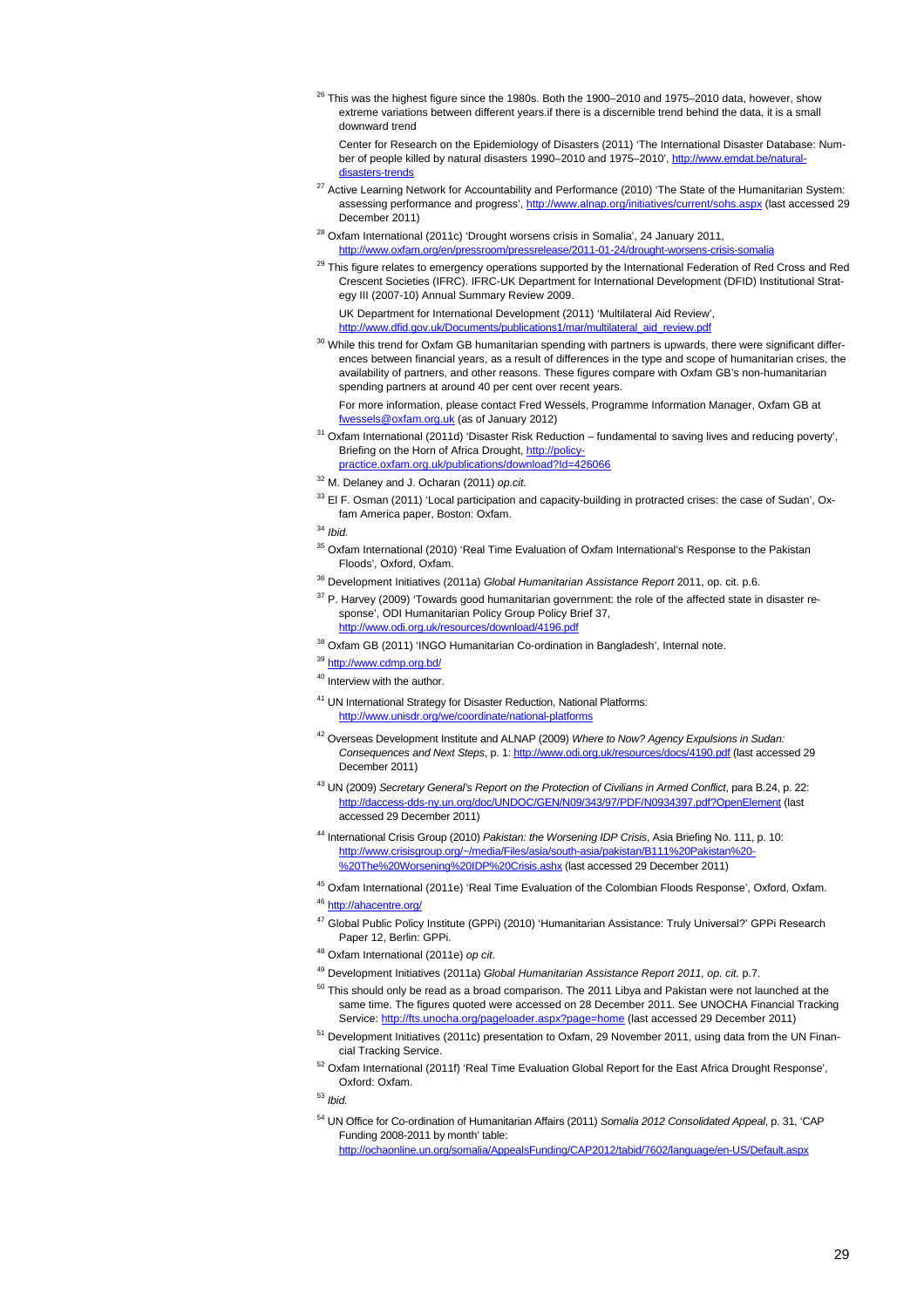[26] This was the highest figure since the 1980s. Both the 1900–2010 and 1975–2010 data, however, show extreme variations between different years.if there is a discernible trend behind the data, it is a small downward trend

Center for Research on the Epidemiology of Disasters (2011) 'The International Disaster Database: Number of people killed by natural disasters 1990–2010 and 1975–2010', http://www.emdat.be/natural-disasters-trends

[27] Active Learning Network for Accountability and Performance (2010) 'The State of the Humanitarian System: assessing performance and progress', http://www.alnap.org/initiatives/current/sohs.aspx (last accessed 29 December 2011)

[28] Oxfam International (2011c) 'Drought worsens crisis in Somalia', 24 January 2011, http://www.oxfam.org/en/pressroom/pressrelease/2011-01-24/drought-worsens-crisis-somalia

[29] This figure relates to emergency operations supported by the International Federation of Red Cross and Red Crescent Societies (IFRC). IFRC-UK Department for International Development (DFID) Institutional Strategy III (2007-10) Annual Summary Review 2009.

UK Department for International Development (2011) 'Multilateral Aid Review', http://www.dfid.gov.uk/Documents/publications1/mar/multilateral_aid_review.pdf

[30] While this trend for Oxfam GB humanitarian spending with partners is upwards, there were significant differences between financial years, as a result of differences in the type and scope of humanitarian crises, the availability of partners, and other reasons. These figures compare with Oxfam GB's non-humanitarian spending partners at around 40 per cent over recent years.

For more information, please contact Fred Wessels, Programme Information Manager, Oxfam GB at fwessels@oxfam.org.uk (as of January 2012)

[31] Oxfam International (2011d) 'Disaster Risk Reduction – fundamental to saving lives and reducing poverty', Briefing on the Horn of Africa Drought, http://policy-practice.oxfam.org.uk/publications/download?Id=426066

[32] M. Delaney and J. Ocharan (2011) *op.cit.*

[33] El F. Osman (2011) 'Local participation and capacity-building in protracted crises: the case of Sudan', Oxfam America paper, Boston: Oxfam.

[34] *Ibid.*

[35] Oxfam International (2010) 'Real Time Evaluation of Oxfam International's Response to the Pakistan Floods', Oxford, Oxfam.

[36] Development Initiatives (2011a) *Global Humanitarian Assistance Report* 2011, op. cit. p.6.

[37] P. Harvey (2009) 'Towards good humanitarian government: the role of the affected state in disaster response', ODI Humanitarian Policy Group Policy Brief 37, http://www.odi.org.uk/resources/download/4196.pdf

[38] Oxfam GB (2011) 'INGO Humanitarian Co-ordination in Bangladesh', Internal note.

[39] http://www.cdmp.org.bd/

[40] Interview with the author.

[41] UN International Strategy for Disaster Reduction, National Platforms: http://www.unisdr.org/we/coordinate/national-platforms

[42] Overseas Development Institute and ALNAP (2009) *Where to Now? Agency Expulsions in Sudan: Consequences and Next Steps*, p. 1: http://www.odi.org.uk/resources/docs/4190.pdf (last accessed 29 December 2011)

[43] UN (2009) *Secretary General's Report on the Protection of Civilians in Armed Conflict*, para B.24, p. 22: http://daccess-dds-ny.un.org/doc/UNDOC/GEN/N09/343/97/PDF/N0934397.pdf?OpenElement (last accessed 29 December 2011)

[44] International Crisis Group (2010) *Pakistan: the Worsening IDP Crisis*, Asia Briefing No. 111, p. 10: http://www.crisisgroup.org/~/media/Files/asia/south-asia/pakistan/B111%20Pakistan%20-%20The%20Worsening%20IDP%20Crisis.ashx (last accessed 29 December 2011)

[45] Oxfam International (2011e) 'Real Time Evaluation of the Colombian Floods Response', Oxford, Oxfam.

[46] http://ahacentre.org/

[47] Global Public Policy Institute (GPPi) (2010) 'Humanitarian Assistance: Truly Universal?' GPPi Research Paper 12, Berlin: GPPi.

[48] Oxfam International (2011e) *op cit*.

[49] Development Initiatives (2011a) *Global Humanitarian Assistance Report 2011, op. cit.* p.7.

[50] This should only be read as a broad comparison. The 2011 Libya and Pakistan were not launched at the same time. The figures quoted were accessed on 28 December 2011. See UNOCHA Financial Tracking Service: http://fts.unocha.org/pageloader.aspx?page=home (last accessed 29 December 2011)

[51] Development Initiatives (2011c) presentation to Oxfam, 29 November 2011, using data from the UN Financial Tracking Service.

[52] Oxfam International (2011f) 'Real Time Evaluation Global Report for the East Africa Drought Response', Oxford: Oxfam.

[53] *Ibid.*

[54] UN Office for Co-ordination of Humanitarian Affairs (2011) *Somalia 2012 Consolidated Appeal*, p. 31, 'CAP Funding 2008-2011 by month' table: http://ochaonline.un.org/somalia/AppealsFunding/CAP2012/tabid/7602/language/en-US/Default.aspx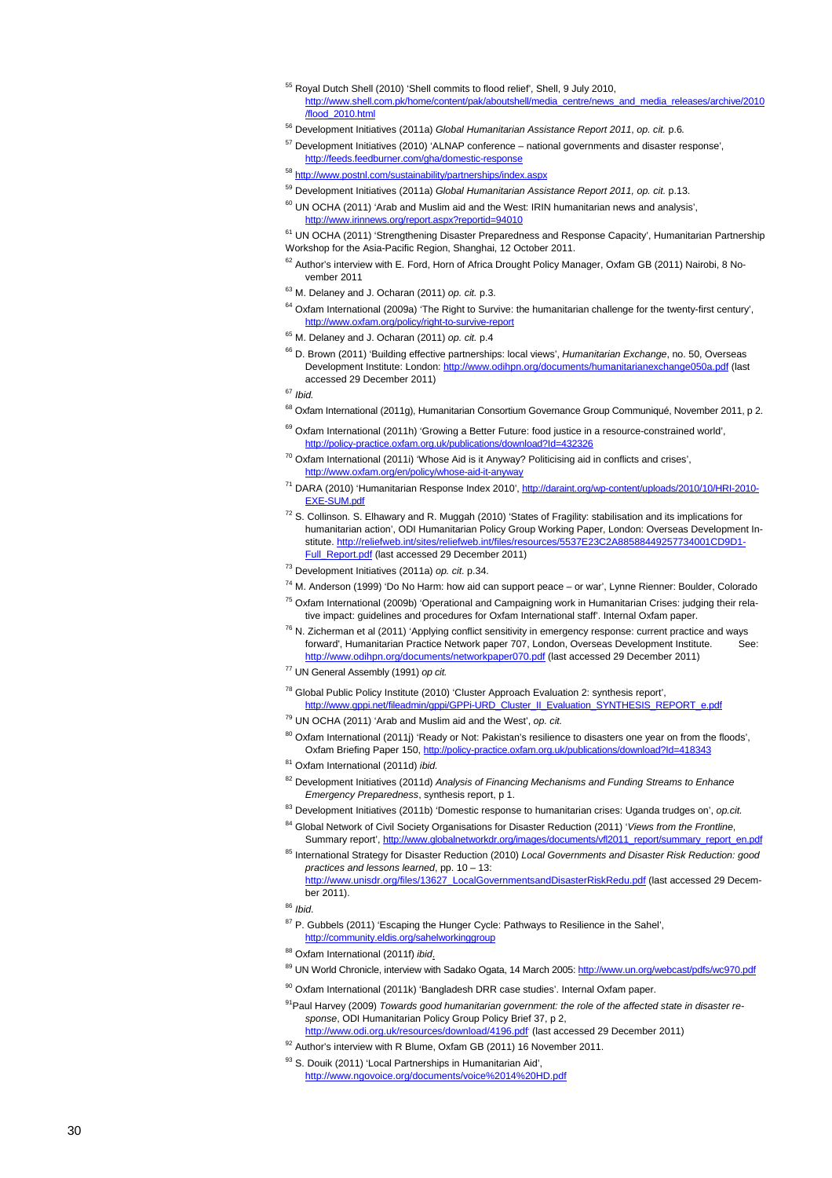[55] Royal Dutch Shell (2010) 'Shell commits to flood relief', Shell, 9 July 2010, http://www.shell.com.pk/home/content/pak/aboutshell/media_centre/news_and_media_releases/archive/2010/flood_2010.html

[56] Development Initiatives (2011a) *Global Humanitarian Assistance Report 2011*, *op. cit.* p.6.

[57] Development Initiatives (2010) 'ALNAP conference – national governments and disaster response', http://feeds.feedburner.com/gha/domestic-response

[58] http://www.postnl.com/sustainability/partnerships/index.aspx

[59] Development Initiatives (2011a) *Global Humanitarian Assistance Report 2011, op. cit.* p.13.

[60] UN OCHA (2011) 'Arab and Muslim aid and the West: IRIN humanitarian news and analysis', http://www.irinnews.org/report.aspx?reportid=94010

[61] UN OCHA (2011) 'Strengthening Disaster Preparedness and Response Capacity', Humanitarian Partnership Workshop for the Asia-Pacific Region, Shanghai, 12 October 2011.

[62] Author's interview with E. Ford, Horn of Africa Drought Policy Manager, Oxfam GB (2011) Nairobi, 8 November 2011

[63] M. Delaney and J. Ocharan (2011) *op. cit.* p.3.

[64] Oxfam International (2009a) 'The Right to Survive: the humanitarian challenge for the twenty-first century', http://www.oxfam.org/policy/right-to-survive-report

[65] M. Delaney and J. Ocharan (2011) *op. cit.* p.4

[66] D. Brown (2011) 'Building effective partnerships: local views', *Humanitarian Exchange*, no. 50, Overseas Development Institute: London: http://www.odihpn.org/documents/humanitarianexchange050a.pdf (last accessed 29 December 2011)

[67] *Ibid.*

[68] Oxfam International (2011g), Humanitarian Consortium Governance Group Communiqué, November 2011, p 2.

[69] Oxfam International (2011h) 'Growing a Better Future: food justice in a resource-constrained world', http://policy-practice.oxfam.org.uk/publications/download?Id=432326

[70] Oxfam International (2011i) 'Whose Aid is it Anyway? Politicising aid in conflicts and crises', http://www.oxfam.org/en/policy/whose-aid-it-anyway

[71] DARA (2010) 'Humanitarian Response Index 2010', http://daraint.org/wp-content/uploads/2010/10/HRI-2010-EXE-SUM.pdf

[72] S. Collinson. S. Elhawary and R. Muggah (2010) 'States of Fragility: stabilisation and its implications for humanitarian action', ODI Humanitarian Policy Group Working Paper, London: Overseas Development Institute. http://reliefweb.int/sites/reliefweb.int/files/resources/5537E23C2A88588449257734001CD9D1-Full_Report.pdf (last accessed 29 December 2011)

[73] Development Initiatives (2011a) *op. cit.* p.34.

[74] M. Anderson (1999) 'Do No Harm: how aid can support peace – or war', Lynne Rienner: Boulder, Colorado

[75] Oxfam International (2009b) 'Operational and Campaigning work in Humanitarian Crises: judging their relative impact: guidelines and procedures for Oxfam International staff'. Internal Oxfam paper.

[76] N. Zicherman et al (2011) 'Applying conflict sensitivity in emergency response: current practice and ways forward', Humanitarian Practice Network paper 707, London, Overseas Development Institute. See: http://www.odihpn.org/documents/networkpaper070.pdf (last accessed 29 December 2011)

[77] UN General Assembly (1991) *op cit.*

[78] Global Public Policy Institute (2010) 'Cluster Approach Evaluation 2: synthesis report', http://www.gppi.net/fileadmin/gppi/GPPi-URD_Cluster_II_Evaluation_SYNTHESIS_REPORT_e.pdf

[79] UN OCHA (2011) 'Arab and Muslim aid and the West', *op. cit.*

[80] Oxfam International (2011j) 'Ready or Not: Pakistan's resilience to disasters one year on from the floods', Oxfam Briefing Paper 150, http://policy-practice.oxfam.org.uk/publications/download?Id=418343

[81] Oxfam International (2011d) *ibid.*

[82] Development Initiatives (2011d) *Analysis of Financing Mechanisms and Funding Streams to Enhance Emergency Preparedness*, synthesis report, p 1.

[83] Development Initiatives (2011b) 'Domestic response to humanitarian crises: Uganda trudges on', *op.cit.*

[84] Global Network of Civil Society Organisations for Disaster Reduction (2011) '*Views from the Frontline*, Summary report', http://www.globalnetworkdr.org/images/documents/vfl2011_report/summary_report_en.pdf

[85] International Strategy for Disaster Reduction (2010) *Local Governments and Disaster Risk Reduction: good practices and lessons learned*, pp. 10 – 13: http://www.unisdr.org/files/13627_LocalGovernmentsandDisasterRiskRedu.pdf (last accessed 29 December 2011).

[86] *Ibid.*

[87] P. Gubbels (2011) 'Escaping the Hunger Cycle: Pathways to Resilience in the Sahel', http://community.eldis.org/sahelworkinggroup

[88] Oxfam International (2011f) *ibid.*

[89] UN World Chronicle, interview with Sadako Ogata, 14 March 2005: http://www.un.org/webcast/pdfs/wc970.pdf

[90] Oxfam International (2011k) 'Bangladesh DRR case studies'. Internal Oxfam paper.

[91] Paul Harvey (2009) *Towards good humanitarian government: the role of the affected state in disaster response*, ODI Humanitarian Policy Group Policy Brief 37, p 2, http://www.odi.org.uk/resources/download/4196.pdf (last accessed 29 December 2011)

[92] Author's interview with R Blume, Oxfam GB (2011) 16 November 2011.

[93] S. Douik (2011) 'Local Partnerships in Humanitarian Aid', http://www.ngovoice.org/documents/voice%2014%20HD.pdf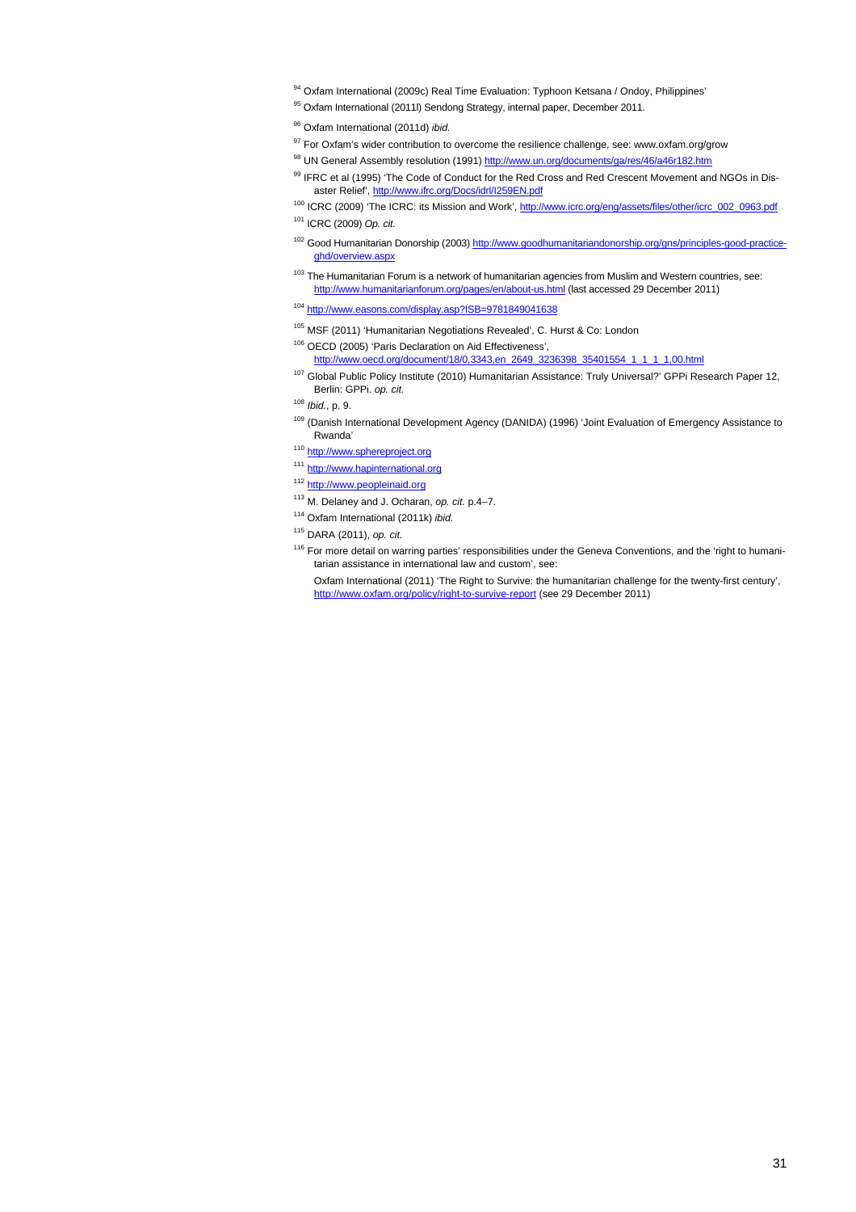[94] Oxfam International (2009c) Real Time Evaluation: Typhoon Ketsana / Ondoy, Philippines'

[95] Oxfam International (2011l) Sendong Strategy, internal paper, December 2011.

[96] Oxfam International (2011d) *ibid.*

[97] For Oxfam's wider contribution to overcome the resilience challenge, see: www.oxfam.org/grow

[98] UN General Assembly resolution (1991) http://www.un.org/documents/ga/res/46/a46r182.htm

[99] IFRC et al (1995) 'The Code of Conduct for the Red Cross and Red Crescent Movement and NGOs in Disaster Relief', http://www.ifrc.org/Docs/idrl/I259EN.pdf

[100] ICRC (2009) 'The ICRC: its Mission and Work', http://www.icrc.org/eng/assets/files/other/icrc_002_0963.pdf

[101] ICRC (2009) *Op. cit.*

[102] Good Humanitarian Donorship (2003) http://www.goodhumanitariandonorship.org/gns/principles-good-practice-ghd/overview.aspx

[103] The Humanitarian Forum is a network of humanitarian agencies from Muslim and Western countries, see: http://www.humanitarianforum.org/pages/en/about-us.html (last accessed 29 December 2011)

[104] http://www.easons.com/display.asp?ISB=9781849041638

[105] MSF (2011) 'Humanitarian Negotiations Revealed', C. Hurst & Co: London

[106] OECD (2005) 'Paris Declaration on Aid Effectiveness', http://www.oecd.org/document/18/0,3343,en_2649_3236398_35401554_1_1_1_1,00.html

[107] Global Public Policy Institute (2010) Humanitarian Assistance: Truly Universal?' GPPi Research Paper 12, Berlin: GPPi. *op. cit.*

[108] *Ibid.*, p. 9.

[109] (Danish International Development Agency (DANIDA) (1996) 'Joint Evaluation of Emergency Assistance to Rwanda'

[110] http://www.sphereproject.org

[111] http://www.hapinternational.org

[112] http://www.peopleinaid.org

[113] M. Delaney and J. Ocharan, *op. cit.* p.4–7.

[114] Oxfam International (2011k) *ibid.*

[115] DARA (2011), *op. cit.*

[116] For more detail on warring parties' responsibilities under the Geneva Conventions, and the 'right to humanitarian assistance in international law and custom', see:

Oxfam International (2011) 'The Right to Survive: the humanitarian challenge for the twenty-first century', http://www.oxfam.org/policy/right-to-survive-report (see 29 December 2011)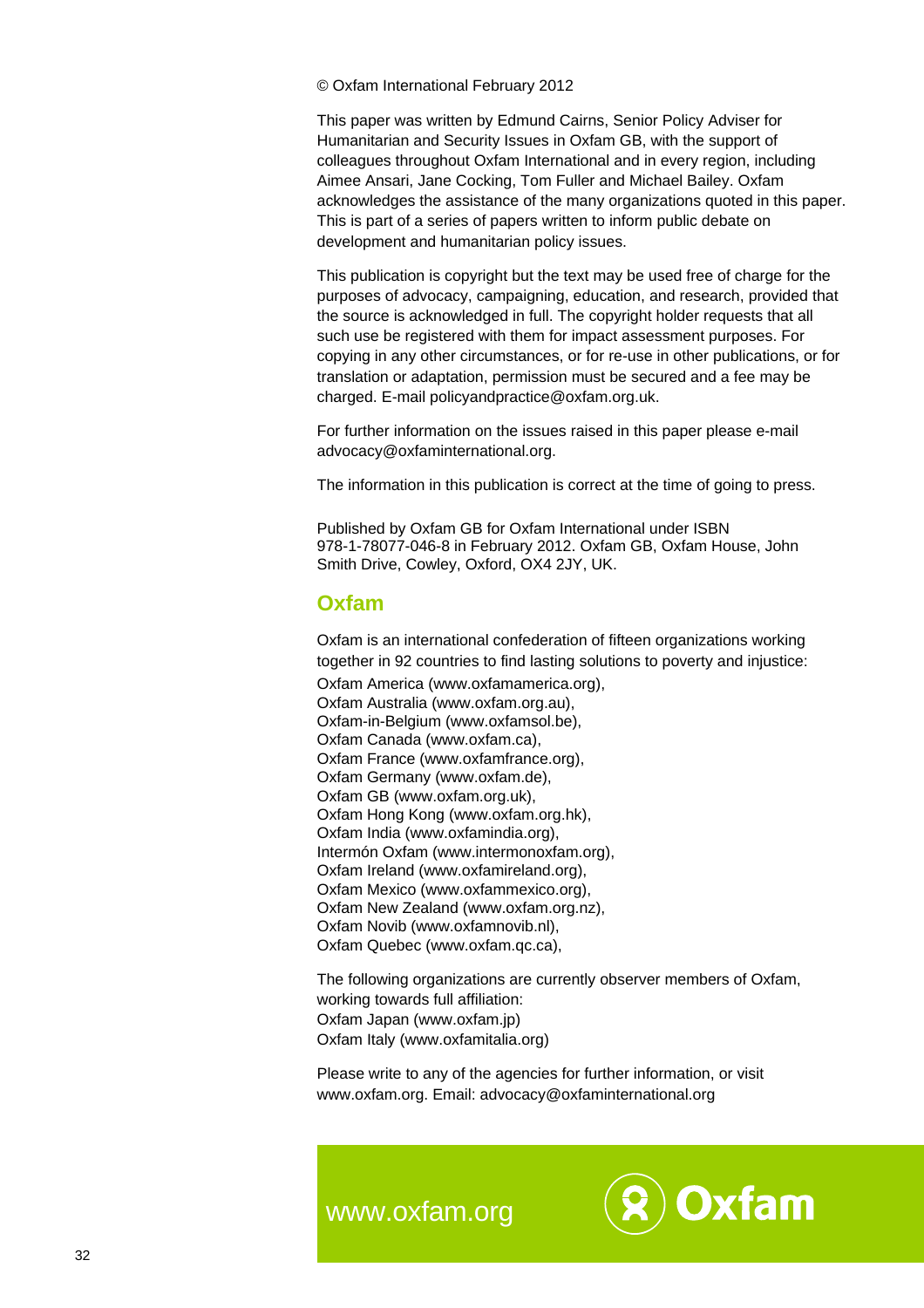© Oxfam International February 2012

This paper was written by Edmund Cairns, Senior Policy Adviser for Humanitarian and Security Issues in Oxfam GB, with the support of colleagues throughout Oxfam International and in every region, including Aimee Ansari, Jane Cocking, Tom Fuller and Michael Bailey. Oxfam acknowledges the assistance of the many organizations quoted in this paper. This is part of a series of papers written to inform public debate on development and humanitarian policy issues.

This publication is copyright but the text may be used free of charge for the purposes of advocacy, campaigning, education, and research, provided that the source is acknowledged in full. The copyright holder requests that all such use be registered with them for impact assessment purposes. For copying in any other circumstances, or for re-use in other publications, or for translation or adaptation, permission must be secured and a fee may be charged. E-mail policyandpractice@oxfam.org.uk.

For further information on the issues raised in this paper please e-mail advocacy@oxfaminternational.org.

The information in this publication is correct at the time of going to press.

Published by Oxfam GB for Oxfam International under ISBN 978-1-78077-046-8 in February 2012. Oxfam GB, Oxfam House, John Smith Drive, Cowley, Oxford, OX4 2JY, UK.

## Oxfam

Oxfam is an international confederation of fifteen organizations working together in 92 countries to find lasting solutions to poverty and injustice:
Oxfam America (www.oxfamamerica.org),
Oxfam Australia (www.oxfam.org.au),
Oxfam-in-Belgium (www.oxfamsol.be),
Oxfam Canada (www.oxfam.ca),
Oxfam France (www.oxfamfrance.org),
Oxfam Germany (www.oxfam.de),
Oxfam GB (www.oxfam.org.uk),
Oxfam Hong Kong (www.oxfam.org.hk),
Oxfam India (www.oxfamindia.org),
Intermón Oxfam (www.intermonoxfam.org),
Oxfam Ireland (www.oxfamireland.org),
Oxfam Mexico (www.oxfammexico.org),
Oxfam New Zealand (www.oxfam.org.nz),
Oxfam Novib (www.oxfamnovib.nl),
Oxfam Quebec (www.oxfam.qc.ca),

The following organizations are currently observer members of Oxfam, working towards full affiliation:
Oxfam Japan (www.oxfam.jp)
Oxfam Italy (www.oxfamitalia.org)

Please write to any of the agencies for further information, or visit www.oxfam.org. Email: advocacy@oxfaminternational.org

www.oxfam.org

Oxfam